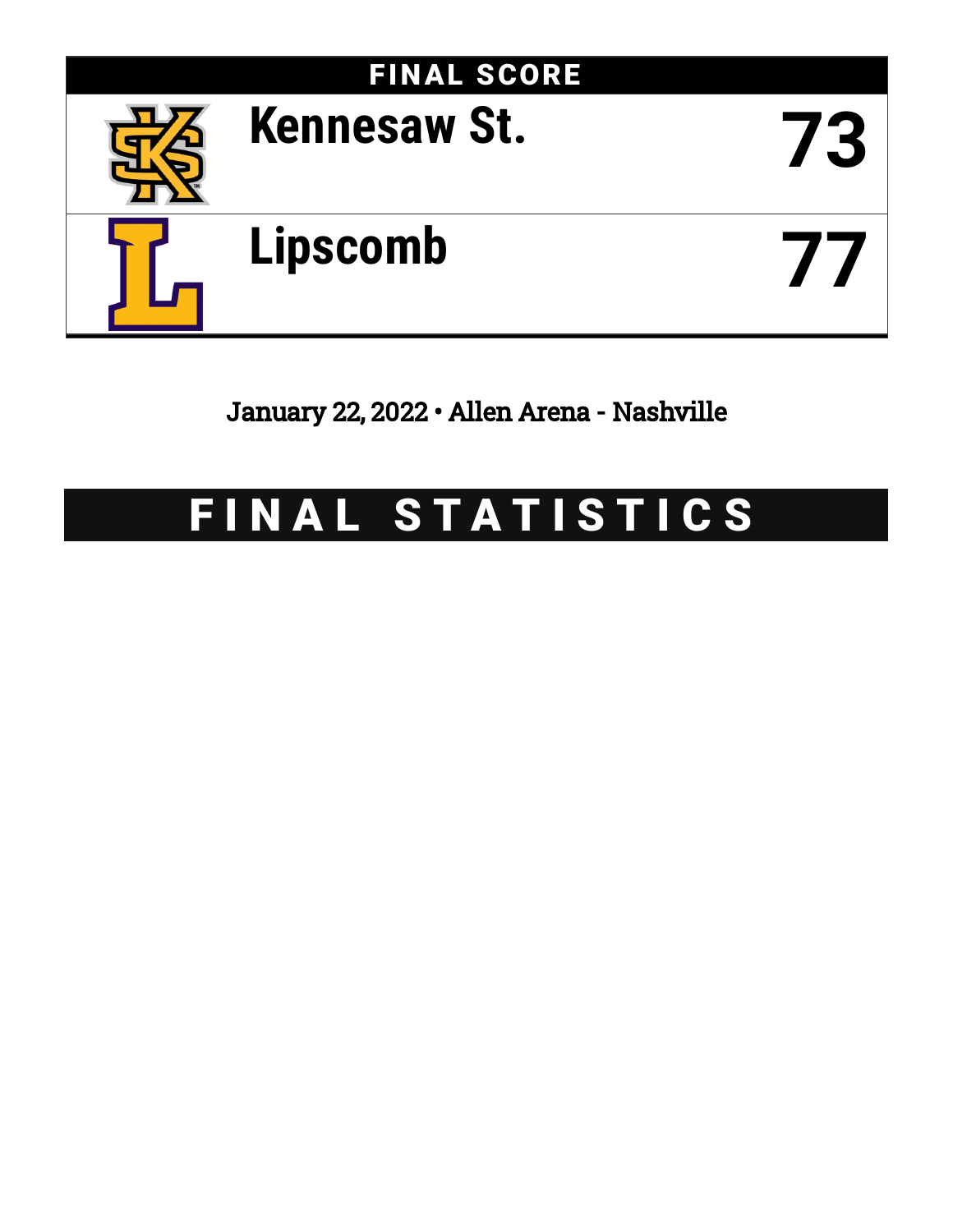## FINAL SCORE

| Team | Score |
|---|---|
| Kennesaw St. | 73 |
| Lipscomb | 77 |

January 22, 2022 • Allen Arena - Nashville

# FINAL STATISTICS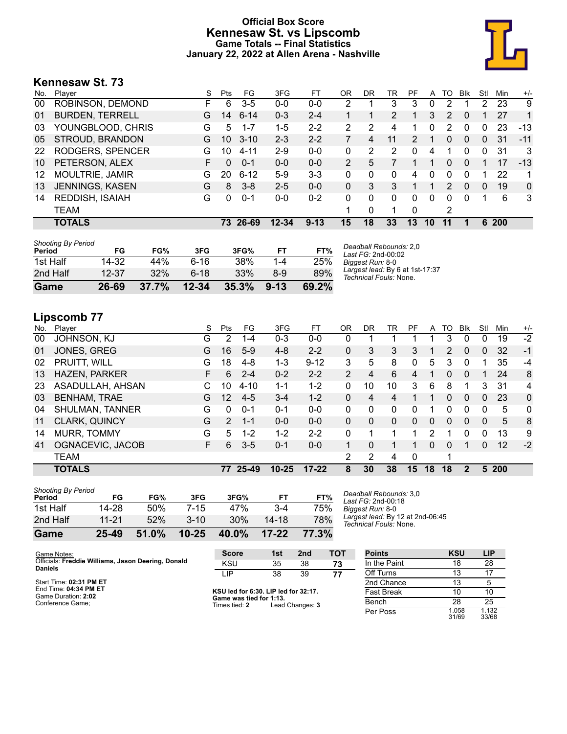# Official Box Score
# Kennesaw St. vs Lipscomb
## Game Totals -- Final Statistics
## January 22, 2022 at Allen Arena - Nashville

## Kennesaw St. 73

| No. | Player | S | Pts | FG | 3FG | FT | OR | DR | TR | PF | A | TO | Blk | Stl | Min | +/- |
|---|---|---|---|---|---|---|---|---|---|---|---|---|---|---|---|---|
| 00 | ROBINSON, DEMOND | F | 6 | 3-5 | 0-0 | 0-0 | 2 | 1 | 3 | 3 | 0 | 2 | 1 | 2 | 23 | 9 |
| 01 | BURDEN, TERRELL | G | 14 | 6-14 | 0-3 | 2-4 | 1 | 1 | 2 | 1 | 3 | 2 | 0 | 1 | 27 | 1 |
| 03 | YOUNGBLOOD, CHRIS | G | 5 | 1-7 | 1-5 | 2-2 | 2 | 2 | 4 | 1 | 0 | 2 | 0 | 0 | 23 | -13 |
| 05 | STROUD, BRANDON | G | 10 | 3-10 | 2-3 | 2-2 | 7 | 4 | 11 | 2 | 1 | 0 | 0 | 0 | 31 | -11 |
| 22 | RODGERS, SPENCER | G | 10 | 4-11 | 2-9 | 0-0 | 0 | 2 | 2 | 0 | 4 | 1 | 0 | 0 | 31 | 3 |
| 10 | PETERSON, ALEX | F | 0 | 0-1 | 0-0 | 0-0 | 2 | 5 | 7 | 1 | 1 | 0 | 0 | 1 | 17 | -13 |
| 12 | MOULTRIE, JAMIR | G | 20 | 6-12 | 5-9 | 3-3 | 0 | 0 | 0 | 4 | 0 | 0 | 0 | 1 | 22 | 1 |
| 13 | JENNINGS, KASEN | G | 8 | 3-8 | 2-5 | 0-0 | 0 | 3 | 3 | 1 | 1 | 2 | 0 | 0 | 19 | 0 |
| 14 | REDDISH, ISAIAH | G | 0 | 0-1 | 0-0 | 0-2 | 0 | 0 | 0 | 0 | 0 | 0 | 0 | 1 | 6 | 3 |
| | TEAM | | | | | | 1 | 0 | 1 | 0 | | 2 | | | | |
| | **TOTALS** | | **73** | **26-69** | **12-34** | **9-13** | **15** | **18** | **33** | **13** | **10** | **11** | **1** | **6** | **200** | |

*Shooting By Period*

| Period | FG | FG% | 3FG | 3FG% | FT | FT% |
|---|---|---|---|---|---|---|
| 1st Half | 14-32 | 44% | 6-16 | 38% | 1-4 | 25% |
| 2nd Half | 12-37 | 32% | 6-18 | 33% | 8-9 | 89% |
| **Game** | **26-69** | **37.7%** | **12-34** | **35.3%** | **9-13** | **69.2%** |

*Deadball Rebounds:* 2,0
*Last FG:* 2nd-00:02
*Biggest Run:* 8-0
*Largest lead:* By 6 at 1st-17:37
*Technical Fouls:* None.

## Lipscomb 77

| No. | Player | S | Pts | FG | 3FG | FT | OR | DR | TR | PF | A | TO | Blk | Stl | Min | +/- |
|---|---|---|---|---|---|---|---|---|---|---|---|---|---|---|---|---|
| 00 | JOHNSON, KJ | G | 2 | 1-4 | 0-3 | 0-0 | 0 | 1 | 1 | 1 | 1 | 3 | 0 | 0 | 19 | -2 |
| 01 | JONES, GREG | G | 16 | 5-9 | 4-8 | 2-2 | 0 | 3 | 3 | 3 | 1 | 2 | 0 | 0 | 32 | -1 |
| 02 | PRUITT, WILL | G | 18 | 4-8 | 1-3 | 9-12 | 3 | 5 | 8 | 0 | 5 | 3 | 0 | 1 | 35 | -4 |
| 13 | HAZEN, PARKER | F | 6 | 2-4 | 0-2 | 2-2 | 2 | 4 | 6 | 4 | 1 | 0 | 0 | 1 | 24 | 8 |
| 23 | ASADULLAH, AHSAN | C | 10 | 4-10 | 1-1 | 1-2 | 0 | 10 | 10 | 3 | 6 | 8 | 1 | 3 | 31 | 4 |
| 03 | BENHAM, TRAE | G | 12 | 4-5 | 3-4 | 1-2 | 0 | 4 | 4 | 1 | 1 | 0 | 0 | 0 | 23 | 0 |
| 04 | SHULMAN, TANNER | G | 0 | 0-1 | 0-1 | 0-0 | 0 | 0 | 0 | 0 | 1 | 0 | 0 | 0 | 5 | 0 |
| 11 | CLARK, QUINCY | G | 2 | 1-1 | 0-0 | 0-0 | 0 | 0 | 0 | 0 | 0 | 0 | 0 | 0 | 5 | 8 |
| 14 | MURR, TOMMY | G | 5 | 1-2 | 1-2 | 2-2 | 0 | 1 | 1 | 1 | 2 | 1 | 0 | 0 | 13 | 9 |
| 41 | OGNACEVIC, JACOB | F | 6 | 3-5 | 0-1 | 0-0 | 1 | 0 | 1 | 1 | 0 | 0 | 1 | 0 | 12 | -2 |
| | TEAM | | | | | | 2 | 2 | 4 | 0 | | 1 | | | | |
| | **TOTALS** | | **77** | **25-49** | **10-25** | **17-22** | **8** | **30** | **38** | **15** | **18** | **18** | **2** | **5** | **200** | |

*Shooting By Period*

| Period | FG | FG% | 3FG | 3FG% | FT | FT% |
|---|---|---|---|---|---|---|
| 1st Half | 14-28 | 50% | 7-15 | 47% | 3-4 | 75% |
| 2nd Half | 11-21 | 52% | 3-10 | 30% | 14-18 | 78% |
| **Game** | **25-49** | **51.0%** | **10-25** | **40.0%** | **17-22** | **77.3%** |

*Deadball Rebounds:* 3,0
*Last FG:* 2nd-00:18
*Biggest Run:* 8-0
*Largest lead:* By 12 at 2nd-06:45
*Technical Fouls:* None.

Game Notes:
Officials: **Freddie Williams, Jason Deering, Donald Daniels**

Start Time: **02:31 PM ET**
End Time: **04:34 PM ET**
Game Duration: **2:02**
Conference Game;

| Score | 1st | 2nd | TOT |
|---|---|---|---|
| KSU | 35 | 38 | **73** |
| LIP | 38 | 39 | **77** |

**KSU led for 6:30. LIP led for 32:17.**
**Game was tied for 1:13.**
Times tied: **2** Lead Changes: **3**

| Points | KSU | LIP |
|---|---|---|
| In the Paint | 18 | 28 |
| Off Turns | 13 | 17 |
| 2nd Chance | 13 | 5 |
| Fast Break | 10 | 10 |
| Bench | 28 | 25 |
| Per Poss | 1.058 31/69 | 1.132 33/68 |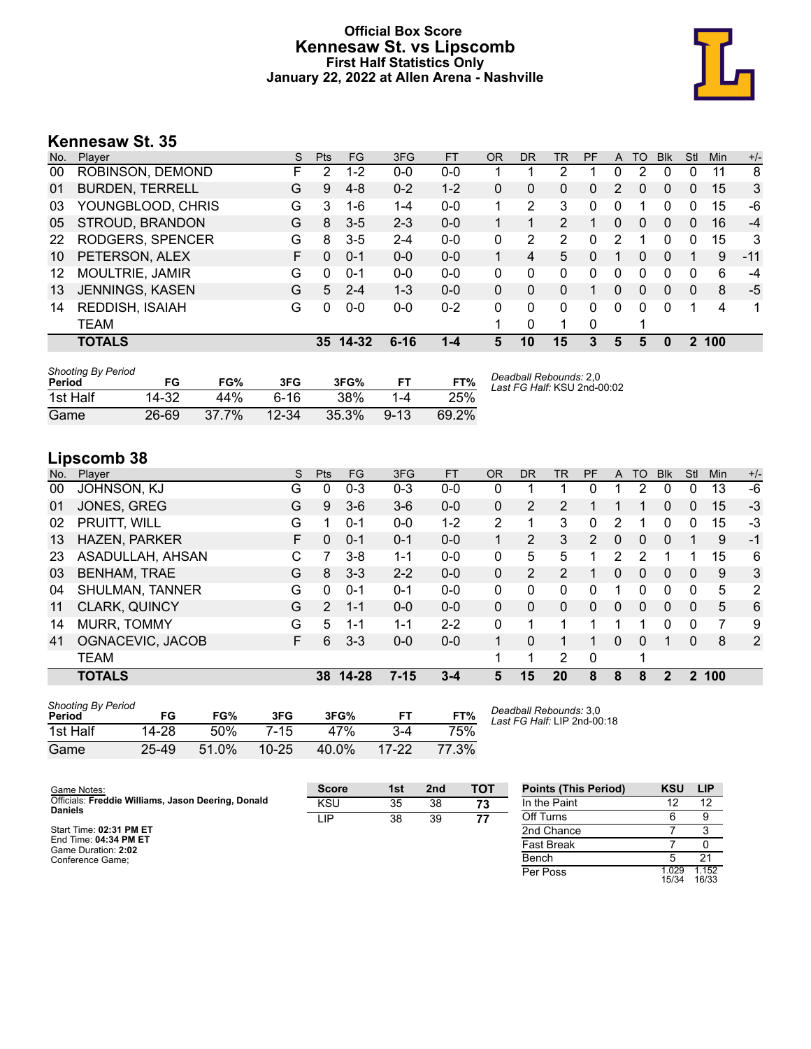# Official Box Score
## Kennesaw St. vs Lipscomb
### First Half Statistics Only
### January 22, 2022 at Allen Arena - Nashville

## Kennesaw St. 35

| No. | Player | S | Pts | FG | 3FG | FT | OR | DR | TR | PF | A | TO | Blk | Stl | Min | +/- |
|---|---|---|---|---|---|---|---|---|---|---|---|---|---|---|---|---|
| 00 | ROBINSON, DEMOND | F | 2 | 1-2 | 0-0 | 0-0 | 1 | 1 | 2 | 1 | 0 | 2 | 0 | 0 | 11 | 8 |
| 01 | BURDEN, TERRELL | G | 9 | 4-8 | 0-2 | 1-2 | 0 | 0 | 0 | 0 | 2 | 0 | 0 | 0 | 15 | 3 |
| 03 | YOUNGBLOOD, CHRIS | G | 3 | 1-6 | 1-4 | 0-0 | 1 | 2 | 3 | 0 | 0 | 1 | 0 | 0 | 15 | -6 |
| 05 | STROUD, BRANDON | G | 8 | 3-5 | 2-3 | 0-0 | 1 | 1 | 2 | 1 | 0 | 0 | 0 | 0 | 16 | -4 |
| 22 | RODGERS, SPENCER | G | 8 | 3-5 | 2-4 | 0-0 | 0 | 2 | 2 | 0 | 2 | 1 | 0 | 0 | 15 | 3 |
| 10 | PETERSON, ALEX | F | 0 | 0-1 | 0-0 | 0-0 | 1 | 4 | 5 | 0 | 1 | 0 | 0 | 1 | 9 | -11 |
| 12 | MOULTRIE, JAMIR | G | 0 | 0-1 | 0-0 | 0-0 | 0 | 0 | 0 | 0 | 0 | 0 | 0 | 0 | 6 | -4 |
| 13 | JENNINGS, KASEN | G | 5 | 2-4 | 1-3 | 0-0 | 0 | 0 | 0 | 1 | 0 | 0 | 0 | 0 | 8 | -5 |
| 14 | REDDISH, ISAIAH | G | 0 | 0-0 | 0-0 | 0-2 | 0 | 0 | 0 | 0 | 0 | 0 | 0 | 1 | 4 | 1 |
| | TEAM | | | | | | 1 | 0 | 1 | 0 | | 1 | | | | |
| | **TOTALS** | | **35** | **14-32** | **6-16** | **1-4** | **5** | **10** | **15** | **3** | **5** | **5** | **0** | **2** | **100** | |

*Shooting By Period*

| Period | FG | FG% | 3FG | 3FG% | FT | FT% |
|---|---|---|---|---|---|---|
| 1st Half | 14-32 | 44% | 6-16 | 38% | 1-4 | 25% |
| Game | 26-69 | 37.7% | 12-34 | 35.3% | 9-13 | 69.2% |

*Deadball Rebounds:* 2,0
*Last FG Half:* KSU 2nd-00:02

## Lipscomb 38

| No. | Player | S | Pts | FG | 3FG | FT | OR | DR | TR | PF | A | TO | Blk | Stl | Min | +/- |
|---|---|---|---|---|---|---|---|---|---|---|---|---|---|---|---|---|
| 00 | JOHNSON, KJ | G | 0 | 0-3 | 0-3 | 0-0 | 0 | 1 | 1 | 0 | 1 | 2 | 0 | 0 | 13 | -6 |
| 01 | JONES, GREG | G | 9 | 3-6 | 3-6 | 0-0 | 0 | 2 | 2 | 1 | 1 | 1 | 0 | 0 | 15 | -3 |
| 02 | PRUITT, WILL | G | 1 | 0-1 | 0-0 | 1-2 | 2 | 1 | 3 | 0 | 2 | 1 | 0 | 0 | 15 | -3 |
| 13 | HAZEN, PARKER | F | 0 | 0-1 | 0-1 | 0-0 | 1 | 2 | 3 | 2 | 0 | 0 | 0 | 1 | 9 | -1 |
| 23 | ASADULLAH, AHSAN | C | 7 | 3-8 | 1-1 | 0-0 | 0 | 5 | 5 | 1 | 2 | 2 | 1 | 1 | 15 | 6 |
| 03 | BENHAM, TRAE | G | 8 | 3-3 | 2-2 | 0-0 | 0 | 2 | 2 | 1 | 0 | 0 | 0 | 0 | 9 | 3 |
| 04 | SHULMAN, TANNER | G | 0 | 0-1 | 0-1 | 0-0 | 0 | 0 | 0 | 0 | 1 | 0 | 0 | 0 | 5 | 2 |
| 11 | CLARK, QUINCY | G | 2 | 1-1 | 0-0 | 0-0 | 0 | 0 | 0 | 0 | 0 | 0 | 0 | 0 | 5 | 6 |
| 14 | MURR, TOMMY | G | 5 | 1-1 | 1-1 | 2-2 | 0 | 1 | 1 | 1 | 1 | 1 | 0 | 0 | 7 | 9 |
| 41 | OGNACEVIC, JACOB | F | 6 | 3-3 | 0-0 | 0-0 | 1 | 0 | 1 | 1 | 0 | 0 | 1 | 0 | 8 | 2 |
| | TEAM | | | | | | 1 | 1 | 2 | 0 | | 1 | | | | |
| | **TOTALS** | | **38** | **14-28** | **7-15** | **3-4** | **5** | **15** | **20** | **8** | **8** | **8** | **2** | **2** | **100** | |

*Shooting By Period*

| Period | FG | FG% | 3FG | 3FG% | FT | FT% |
|---|---|---|---|---|---|---|
| 1st Half | 14-28 | 50% | 7-15 | 47% | 3-4 | 75% |
| Game | 25-49 | 51.0% | 10-25 | 40.0% | 17-22 | 77.3% |

*Deadball Rebounds:* 3,0
*Last FG Half:* LIP 2nd-00:18

Game Notes:
Officials: **Freddie Williams, Jason Deering, Donald Daniels**

Start Time: **02:31 PM ET**
End Time: **04:34 PM ET**
Game Duration: **2:02**
Conference Game;

| Score | 1st | 2nd | TOT |
|---|---|---|---|
| KSU | 35 | 38 | **73** |
| LIP | 38 | 39 | **77** |

| Points (This Period) | KSU | LIP |
|---|---|---|
| In the Paint | 12 | 12 |
| Off Turns | 6 | 9 |
| 2nd Chance | 7 | 3 |
| Fast Break | 7 | 0 |
| Bench | 5 | 21 |
| Per Poss | 1.029 15/34 | 1.152 16/33 |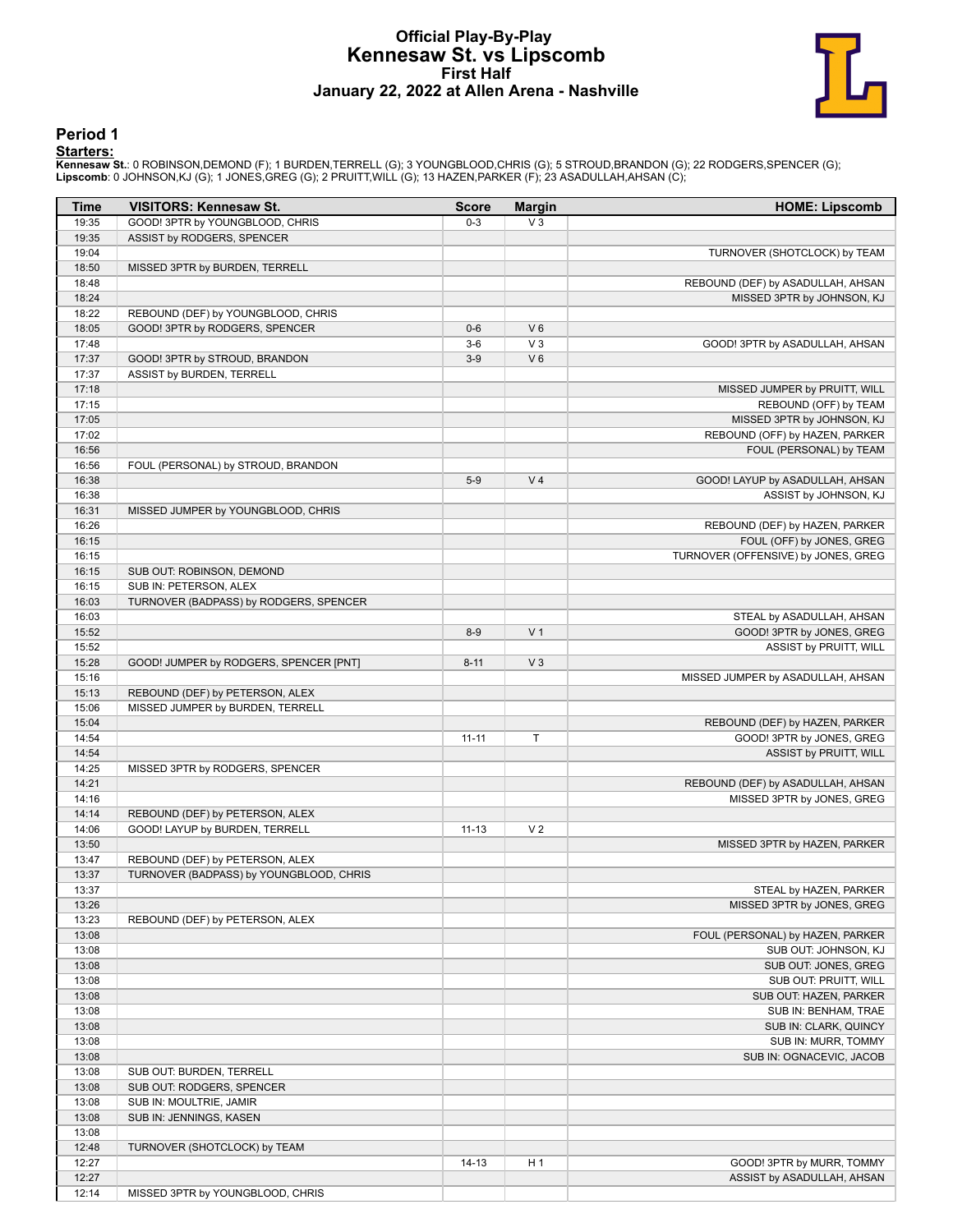# Official Play-By-Play
## Kennesaw St. vs Lipscomb
### First Half
### January 22, 2022 at Allen Arena - Nashville

## Period 1

**Starters:**

**Kennesaw St.**: 0 ROBINSON,DEMOND (F); 1 BURDEN,TERRELL (G); 3 YOUNGBLOOD,CHRIS (G); 5 STROUD,BRANDON (G); 22 RODGERS,SPENCER (G);
**Lipscomb**: 0 JOHNSON,KJ (G); 1 JONES,GREG (G); 2 PRUITT,WILL (G); 13 HAZEN,PARKER (F); 23 ASADULLAH,AHSAN (C);

| Time | VISITORS: Kennesaw St. | Score | Margin | HOME: Lipscomb |
|---|---|---|---|---|
| 19:35 | GOOD! 3PTR by YOUNGBLOOD, CHRIS | 0-3 | V 3 | |
| 19:35 | ASSIST by RODGERS, SPENCER | | | |
| 19:04 | | | | TURNOVER (SHOTCLOCK) by TEAM |
| 18:50 | MISSED 3PTR by BURDEN, TERRELL | | | |
| 18:48 | | | | REBOUND (DEF) by ASADULLAH, AHSAN |
| 18:24 | | | | MISSED 3PTR by JOHNSON, KJ |
| 18:22 | REBOUND (DEF) by YOUNGBLOOD, CHRIS | | | |
| 18:05 | GOOD! 3PTR by RODGERS, SPENCER | 0-6 | V 6 | |
| 17:48 | | 3-6 | V 3 | GOOD! 3PTR by ASADULLAH, AHSAN |
| 17:37 | GOOD! 3PTR by STROUD, BRANDON | 3-9 | V 6 | |
| 17:37 | ASSIST by BURDEN, TERRELL | | | |
| 17:18 | | | | MISSED JUMPER by PRUITT, WILL |
| 17:15 | | | | REBOUND (OFF) by TEAM |
| 17:05 | | | | MISSED 3PTR by JOHNSON, KJ |
| 17:02 | | | | REBOUND (OFF) by HAZEN, PARKER |
| 16:56 | | | | FOUL (PERSONAL) by TEAM |
| 16:56 | FOUL (PERSONAL) by STROUD, BRANDON | | | |
| 16:38 | | 5-9 | V 4 | GOOD! LAYUP by ASADULLAH, AHSAN |
| 16:38 | | | | ASSIST by JOHNSON, KJ |
| 16:31 | MISSED JUMPER by YOUNGBLOOD, CHRIS | | | |
| 16:26 | | | | REBOUND (DEF) by HAZEN, PARKER |
| 16:15 | | | | FOUL (OFF) by JONES, GREG |
| 16:15 | | | | TURNOVER (OFFENSIVE) by JONES, GREG |
| 16:15 | SUB OUT: ROBINSON, DEMOND | | | |
| 16:15 | SUB IN: PETERSON, ALEX | | | |
| 16:03 | TURNOVER (BADPASS) by RODGERS, SPENCER | | | |
| 16:03 | | | | STEAL by ASADULLAH, AHSAN |
| 15:52 | | 8-9 | V 1 | GOOD! 3PTR by JONES, GREG |
| 15:52 | | | | ASSIST by PRUITT, WILL |
| 15:28 | GOOD! JUMPER by RODGERS, SPENCER [PNT] | 8-11 | V 3 | |
| 15:16 | | | | MISSED JUMPER by ASADULLAH, AHSAN |
| 15:13 | REBOUND (DEF) by PETERSON, ALEX | | | |
| 15:06 | MISSED JUMPER by BURDEN, TERRELL | | | |
| 15:04 | | | | REBOUND (DEF) by HAZEN, PARKER |
| 14:54 | | 11-11 | T | GOOD! 3PTR by JONES, GREG |
| 14:54 | | | | ASSIST by PRUITT, WILL |
| 14:25 | MISSED 3PTR by RODGERS, SPENCER | | | |
| 14:21 | | | | REBOUND (DEF) by ASADULLAH, AHSAN |
| 14:16 | | | | MISSED 3PTR by JONES, GREG |
| 14:14 | REBOUND (DEF) by PETERSON, ALEX | | | |
| 14:06 | GOOD! LAYUP by BURDEN, TERRELL | 11-13 | V 2 | |
| 13:50 | | | | MISSED 3PTR by HAZEN, PARKER |
| 13:47 | REBOUND (DEF) by PETERSON, ALEX | | | |
| 13:37 | TURNOVER (BADPASS) by YOUNGBLOOD, CHRIS | | | |
| 13:37 | | | | STEAL by HAZEN, PARKER |
| 13:26 | | | | MISSED 3PTR by JONES, GREG |
| 13:23 | REBOUND (DEF) by PETERSON, ALEX | | | |
| 13:08 | | | | FOUL (PERSONAL) by HAZEN, PARKER |
| 13:08 | | | | SUB OUT: JOHNSON, KJ |
| 13:08 | | | | SUB OUT: JONES, GREG |
| 13:08 | | | | SUB OUT: PRUITT, WILL |
| 13:08 | | | | SUB OUT: HAZEN, PARKER |
| 13:08 | | | | SUB IN: BENHAM, TRAE |
| 13:08 | | | | SUB IN: CLARK, QUINCY |
| 13:08 | | | | SUB IN: MURR, TOMMY |
| 13:08 | | | | SUB IN: OGNACEVIC, JACOB |
| 13:08 | SUB OUT: BURDEN, TERRELL | | | |
| 13:08 | SUB OUT: RODGERS, SPENCER | | | |
| 13:08 | SUB IN: MOULTRIE, JAMIR | | | |
| 13:08 | SUB IN: JENNINGS, KASEN | | | |
| 13:08 | | | | |
| 12:48 | TURNOVER (SHOTCLOCK) by TEAM | | | |
| 12:27 | | 14-13 | H 1 | GOOD! 3PTR by MURR, TOMMY |
| 12:27 | | | | ASSIST by ASADULLAH, AHSAN |
| 12:14 | MISSED 3PTR by YOUNGBLOOD, CHRIS | | | |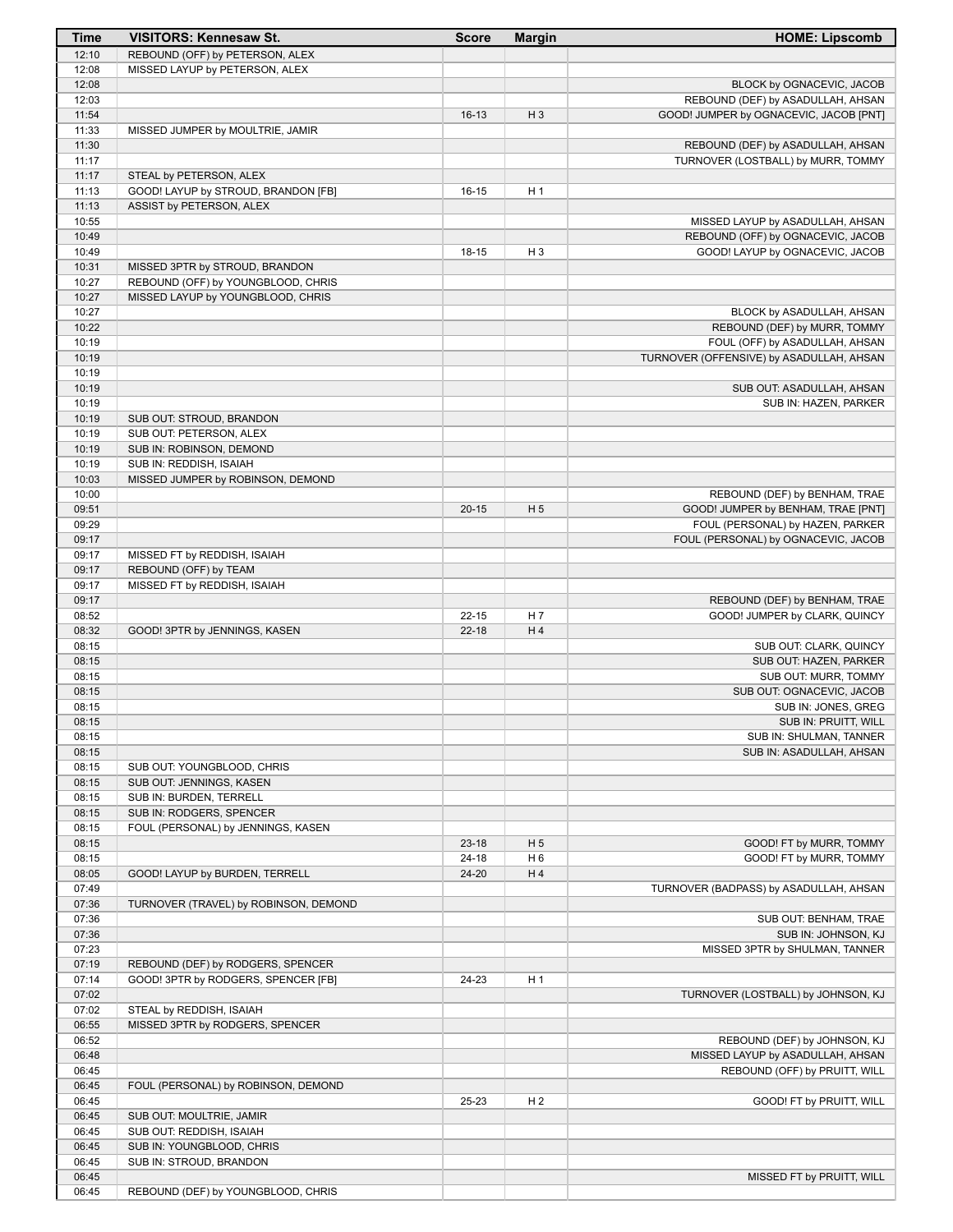| Time | VISITORS: Kennesaw St. | Score | Margin | HOME: Lipscomb |
|---|---|---|---|---|
| 12:10 | REBOUND (OFF) by PETERSON, ALEX | | | |
| 12:08 | MISSED LAYUP by PETERSON, ALEX | | | |
| 12:08 | | | | BLOCK by OGNACEVIC, JACOB |
| 12:03 | | | | REBOUND (DEF) by ASADULLAH, AHSAN |
| 11:54 | | 16-13 | H 3 | GOOD! JUMPER by OGNACEVIC, JACOB [PNT] |
| 11:33 | MISSED JUMPER by MOULTRIE, JAMIR | | | |
| 11:30 | | | | REBOUND (DEF) by ASADULLAH, AHSAN |
| 11:17 | | | | TURNOVER (LOSTBALL) by MURR, TOMMY |
| 11:17 | STEAL by PETERSON, ALEX | | | |
| 11:13 | GOOD! LAYUP by STROUD, BRANDON [FB] | 16-15 | H 1 | |
| 11:13 | ASSIST by PETERSON, ALEX | | | |
| 10:55 | | | | MISSED LAYUP by ASADULLAH, AHSAN |
| 10:49 | | | | REBOUND (OFF) by OGNACEVIC, JACOB |
| 10:49 | | 18-15 | H 3 | GOOD! LAYUP by OGNACEVIC, JACOB |
| 10:31 | MISSED 3PTR by STROUD, BRANDON | | | |
| 10:27 | REBOUND (OFF) by YOUNGBLOOD, CHRIS | | | |
| 10:27 | MISSED LAYUP by YOUNGBLOOD, CHRIS | | | |
| 10:27 | | | | BLOCK by ASADULLAH, AHSAN |
| 10:22 | | | | REBOUND (DEF) by MURR, TOMMY |
| 10:19 | | | | FOUL (OFF) by ASADULLAH, AHSAN |
| 10:19 | | | | TURNOVER (OFFENSIVE) by ASADULLAH, AHSAN |
| 10:19 | | | | |
| 10:19 | | | | SUB OUT: ASADULLAH, AHSAN |
| 10:19 | | | | SUB IN: HAZEN, PARKER |
| 10:19 | SUB OUT: STROUD, BRANDON | | | |
| 10:19 | SUB OUT: PETERSON, ALEX | | | |
| 10:19 | SUB IN: ROBINSON, DEMOND | | | |
| 10:19 | SUB IN: REDDISH, ISAIAH | | | |
| 10:03 | MISSED JUMPER by ROBINSON, DEMOND | | | |
| 10:00 | | | | REBOUND (DEF) by BENHAM, TRAE |
| 09:51 | | 20-15 | H 5 | GOOD! JUMPER by BENHAM, TRAE [PNT] |
| 09:29 | | | | FOUL (PERSONAL) by HAZEN, PARKER |
| 09:17 | | | | FOUL (PERSONAL) by OGNACEVIC, JACOB |
| 09:17 | MISSED FT by REDDISH, ISAIAH | | | |
| 09:17 | REBOUND (OFF) by TEAM | | | |
| 09:17 | MISSED FT by REDDISH, ISAIAH | | | |
| 09:17 | | | | REBOUND (DEF) by BENHAM, TRAE |
| 08:52 | | 22-15 | H 7 | GOOD! JUMPER by CLARK, QUINCY |
| 08:32 | GOOD! 3PTR by JENNINGS, KASEN | 22-18 | H 4 | |
| 08:15 | | | | SUB OUT: CLARK, QUINCY |
| 08:15 | | | | SUB OUT: HAZEN, PARKER |
| 08:15 | | | | SUB OUT: MURR, TOMMY |
| 08:15 | | | | SUB OUT: OGNACEVIC, JACOB |
| 08:15 | | | | SUB IN: JONES, GREG |
| 08:15 | | | | SUB IN: PRUITT, WILL |
| 08:15 | | | | SUB IN: SHULMAN, TANNER |
| 08:15 | | | | SUB IN: ASADULLAH, AHSAN |
| 08:15 | SUB OUT: YOUNGBLOOD, CHRIS | | | |
| 08:15 | SUB OUT: JENNINGS, KASEN | | | |
| 08:15 | SUB IN: BURDEN, TERRELL | | | |
| 08:15 | SUB IN: RODGERS, SPENCER | | | |
| 08:15 | FOUL (PERSONAL) by JENNINGS, KASEN | | | |
| 08:15 | | 23-18 | H 5 | GOOD! FT by MURR, TOMMY |
| 08:15 | | 24-18 | H 6 | GOOD! FT by MURR, TOMMY |
| 08:05 | GOOD! LAYUP by BURDEN, TERRELL | 24-20 | H 4 | |
| 07:49 | | | | TURNOVER (BADPASS) by ASADULLAH, AHSAN |
| 07:36 | TURNOVER (TRAVEL) by ROBINSON, DEMOND | | | |
| 07:36 | | | | SUB OUT: BENHAM, TRAE |
| 07:36 | | | | SUB IN: JOHNSON, KJ |
| 07:23 | | | | MISSED 3PTR by SHULMAN, TANNER |
| 07:19 | REBOUND (DEF) by RODGERS, SPENCER | | | |
| 07:14 | GOOD! 3PTR by RODGERS, SPENCER [FB] | 24-23 | H 1 | |
| 07:02 | | | | TURNOVER (LOSTBALL) by JOHNSON, KJ |
| 07:02 | STEAL by REDDISH, ISAIAH | | | |
| 06:55 | MISSED 3PTR by RODGERS, SPENCER | | | |
| 06:52 | | | | REBOUND (DEF) by JOHNSON, KJ |
| 06:48 | | | | MISSED LAYUP by ASADULLAH, AHSAN |
| 06:45 | | | | REBOUND (OFF) by PRUITT, WILL |
| 06:45 | FOUL (PERSONAL) by ROBINSON, DEMOND | | | |
| 06:45 | | 25-23 | H 2 | GOOD! FT by PRUITT, WILL |
| 06:45 | SUB OUT: MOULTRIE, JAMIR | | | |
| 06:45 | SUB OUT: REDDISH, ISAIAH | | | |
| 06:45 | SUB IN: YOUNGBLOOD, CHRIS | | | |
| 06:45 | SUB IN: STROUD, BRANDON | | | |
| 06:45 | | | | MISSED FT by PRUITT, WILL |
| 06:45 | REBOUND (DEF) by YOUNGBLOOD, CHRIS | | | |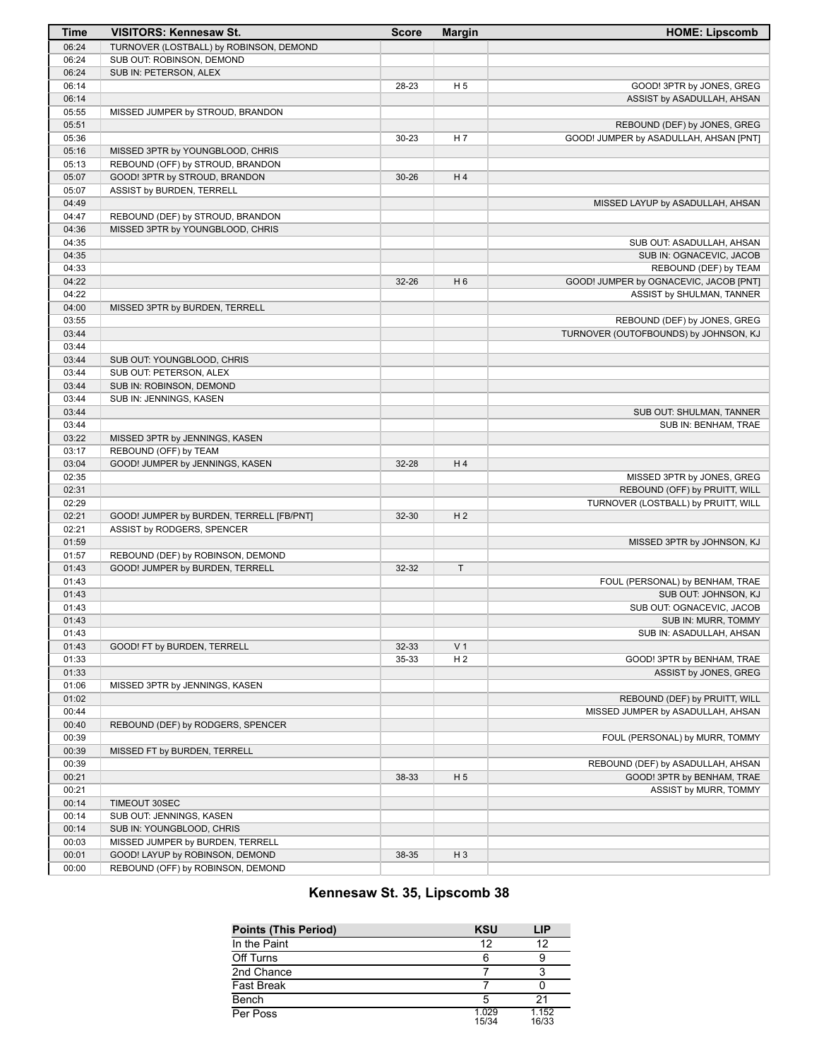| Time | VISITORS: Kennesaw St. | Score | Margin | HOME: Lipscomb |
|---|---|---|---|---|
| 06:24 | TURNOVER (LOSTBALL) by ROBINSON, DEMOND | | | |
| 06:24 | SUB OUT: ROBINSON, DEMOND | | | |
| 06:24 | SUB IN: PETERSON, ALEX | | | |
| 06:14 | | 28-23 | H 5 | GOOD! 3PTR by JONES, GREG |
| 06:14 | | | | ASSIST by ASADULLAH, AHSAN |
| 05:55 | MISSED JUMPER by STROUD, BRANDON | | | |
| 05:51 | | | | REBOUND (DEF) by JONES, GREG |
| 05:36 | | 30-23 | H 7 | GOOD! JUMPER by ASADULLAH, AHSAN [PNT] |
| 05:16 | MISSED 3PTR by YOUNGBLOOD, CHRIS | | | |
| 05:13 | REBOUND (OFF) by STROUD, BRANDON | | | |
| 05:07 | GOOD! 3PTR by STROUD, BRANDON | 30-26 | H 4 | |
| 05:07 | ASSIST by BURDEN, TERRELL | | | |
| 04:49 | | | | MISSED LAYUP by ASADULLAH, AHSAN |
| 04:47 | REBOUND (DEF) by STROUD, BRANDON | | | |
| 04:36 | MISSED 3PTR by YOUNGBLOOD, CHRIS | | | |
| 04:35 | | | | SUB OUT: ASADULLAH, AHSAN |
| 04:35 | | | | SUB IN: OGNACEVIC, JACOB |
| 04:33 | | | | REBOUND (DEF) by TEAM |
| 04:22 | | 32-26 | H 6 | GOOD! JUMPER by OGNACEVIC, JACOB [PNT] |
| 04:22 | | | | ASSIST by SHULMAN, TANNER |
| 04:00 | MISSED 3PTR by BURDEN, TERRELL | | | |
| 03:55 | | | | REBOUND (DEF) by JONES, GREG |
| 03:44 | | | | TURNOVER (OUTOFBOUNDS) by JOHNSON, KJ |
| 03:44 | | | | |
| 03:44 | SUB OUT: YOUNGBLOOD, CHRIS | | | |
| 03:44 | SUB OUT: PETERSON, ALEX | | | |
| 03:44 | SUB IN: ROBINSON, DEMOND | | | |
| 03:44 | SUB IN: JENNINGS, KASEN | | | |
| 03:44 | | | | SUB OUT: SHULMAN, TANNER |
| 03:44 | | | | SUB IN: BENHAM, TRAE |
| 03:22 | MISSED 3PTR by JENNINGS, KASEN | | | |
| 03:17 | REBOUND (OFF) by TEAM | | | |
| 03:04 | GOOD! JUMPER by JENNINGS, KASEN | 32-28 | H 4 | |
| 02:35 | | | | MISSED 3PTR by JONES, GREG |
| 02:31 | | | | REBOUND (OFF) by PRUITT, WILL |
| 02:29 | | | | TURNOVER (LOSTBALL) by PRUITT, WILL |
| 02:21 | GOOD! JUMPER by BURDEN, TERRELL [FB/PNT] | 32-30 | H 2 | |
| 02:21 | ASSIST by RODGERS, SPENCER | | | |
| 01:59 | | | | MISSED 3PTR by JOHNSON, KJ |
| 01:57 | REBOUND (DEF) by ROBINSON, DEMOND | | | |
| 01:43 | GOOD! JUMPER by BURDEN, TERRELL | 32-32 | T | |
| 01:43 | | | | FOUL (PERSONAL) by BENHAM, TRAE |
| 01:43 | | | | SUB OUT: JOHNSON, KJ |
| 01:43 | | | | SUB OUT: OGNACEVIC, JACOB |
| 01:43 | | | | SUB IN: MURR, TOMMY |
| 01:43 | | | | SUB IN: ASADULLAH, AHSAN |
| 01:43 | GOOD! FT by BURDEN, TERRELL | 32-33 | V 1 | |
| 01:33 | | 35-33 | H 2 | GOOD! 3PTR by BENHAM, TRAE |
| 01:33 | | | | ASSIST by JONES, GREG |
| 01:06 | MISSED 3PTR by JENNINGS, KASEN | | | |
| 01:02 | | | | REBOUND (DEF) by PRUITT, WILL |
| 00:44 | | | | MISSED JUMPER by ASADULLAH, AHSAN |
| 00:40 | REBOUND (DEF) by RODGERS, SPENCER | | | |
| 00:39 | | | | FOUL (PERSONAL) by MURR, TOMMY |
| 00:39 | MISSED FT by BURDEN, TERRELL | | | |
| 00:39 | | | | REBOUND (DEF) by ASADULLAH, AHSAN |
| 00:21 | | 38-33 | H 5 | GOOD! 3PTR by BENHAM, TRAE |
| 00:21 | | | | ASSIST by MURR, TOMMY |
| 00:14 | TIMEOUT 30SEC | | | |
| 00:14 | SUB OUT: JENNINGS, KASEN | | | |
| 00:14 | SUB IN: YOUNGBLOOD, CHRIS | | | |
| 00:03 | MISSED JUMPER by BURDEN, TERRELL | | | |
| 00:01 | GOOD! LAYUP by ROBINSON, DEMOND | 38-35 | H 3 | |
| 00:00 | REBOUND (OFF) by ROBINSON, DEMOND | | | |

## Kennesaw St. 35, Lipscomb 38

| Points (This Period) | KSU | LIP |
|---|---|---|
| In the Paint | 12 | 12 |
| Off Turns | 6 | 9 |
| 2nd Chance | 7 | 3 |
| Fast Break | 7 | 0 |
| Bench | 5 | 21 |
| Per Poss | 1.029 15/34 | 1.152 16/33 |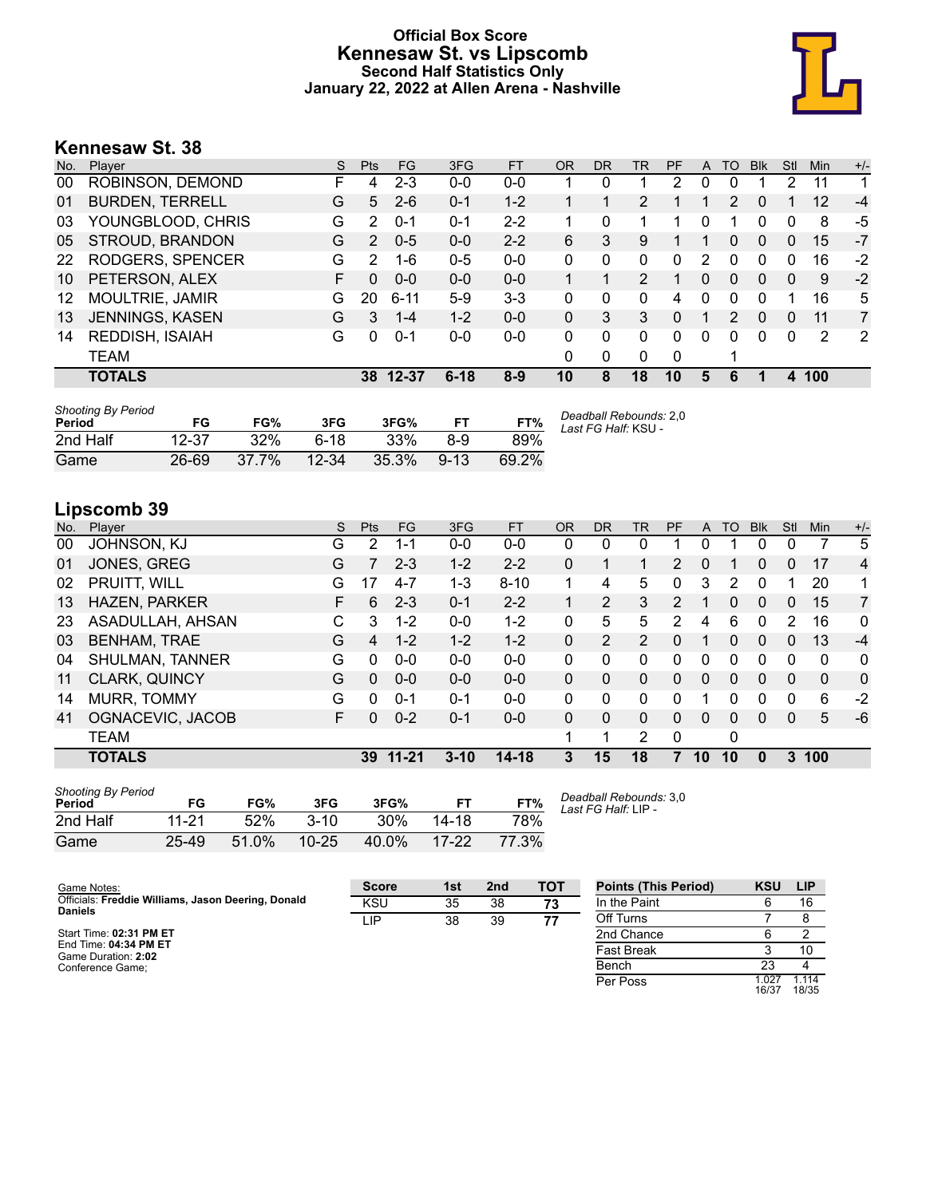# Official Box Score
## Kennesaw St. vs Lipscomb
### Second Half Statistics Only
### January 22, 2022 at Allen Arena - Nashville

## Kennesaw St. 38

| No. | Player | S | Pts | FG | 3FG | FT | OR | DR | TR | PF | A | TO | Blk | Stl | Min | +/- |
|---|---|---|---|---|---|---|---|---|---|---|---|---|---|---|---|---|
| 00 | ROBINSON, DEMOND | F | 4 | 2-3 | 0-0 | 0-0 | 1 | 0 | 1 | 2 | 0 | 0 | 1 | 2 | 11 | 1 |
| 01 | BURDEN, TERRELL | G | 5 | 2-6 | 0-1 | 1-2 | 1 | 1 | 2 | 1 | 1 | 2 | 0 | 1 | 12 | -4 |
| 03 | YOUNGBLOOD, CHRIS | G | 2 | 0-1 | 0-1 | 2-2 | 1 | 0 | 1 | 1 | 0 | 1 | 0 | 0 | 8 | -5 |
| 05 | STROUD, BRANDON | G | 2 | 0-5 | 0-0 | 2-2 | 6 | 3 | 9 | 1 | 1 | 0 | 0 | 0 | 15 | -7 |
| 22 | RODGERS, SPENCER | G | 2 | 1-6 | 0-5 | 0-0 | 0 | 0 | 0 | 0 | 2 | 0 | 0 | 0 | 16 | -2 |
| 10 | PETERSON, ALEX | F | 0 | 0-0 | 0-0 | 0-0 | 1 | 1 | 2 | 1 | 0 | 0 | 0 | 0 | 9 | -2 |
| 12 | MOULTRIE, JAMIR | G | 20 | 6-11 | 5-9 | 3-3 | 0 | 0 | 0 | 4 | 0 | 0 | 0 | 1 | 16 | 5 |
| 13 | JENNINGS, KASEN | G | 3 | 1-4 | 1-2 | 0-0 | 0 | 3 | 3 | 0 | 1 | 2 | 0 | 0 | 11 | 7 |
| 14 | REDDISH, ISAIAH | G | 0 | 0-1 | 0-0 | 0-0 | 0 | 0 | 0 | 0 | 0 | 0 | 0 | 0 | 2 | 2 |
| | TEAM | | | | | | 0 | 0 | 0 | 0 | | 1 | | | | |
| | **TOTALS** | | **38** | **12-37** | **6-18** | **8-9** | **10** | **8** | **18** | **10** | **5** | **6** | **1** | **4** | **100** | |

*Shooting By Period*

| Period | FG | FG% | 3FG | 3FG% | FT | FT% |
|---|---|---|---|---|---|---|
| 2nd Half | 12-37 | 32% | 6-18 | 33% | 8-9 | 89% |
| Game | 26-69 | 37.7% | 12-34 | 35.3% | 9-13 | 69.2% |

*Deadball Rebounds:* 2,0
*Last FG Half:* KSU -

## Lipscomb 39

| No. | Player | S | Pts | FG | 3FG | FT | OR | DR | TR | PF | A | TO | Blk | Stl | Min | +/- |
|---|---|---|---|---|---|---|---|---|---|---|---|---|---|---|---|---|
| 00 | JOHNSON, KJ | G | 2 | 1-1 | 0-0 | 0-0 | 0 | 0 | 0 | 1 | 0 | 1 | 0 | 0 | 7 | 5 |
| 01 | JONES, GREG | G | 7 | 2-3 | 1-2 | 2-2 | 0 | 1 | 1 | 2 | 0 | 1 | 0 | 0 | 17 | 4 |
| 02 | PRUITT, WILL | G | 17 | 4-7 | 1-3 | 8-10 | 1 | 4 | 5 | 0 | 3 | 2 | 0 | 1 | 20 | 1 |
| 13 | HAZEN, PARKER | F | 6 | 2-3 | 0-1 | 2-2 | 1 | 2 | 3 | 2 | 1 | 0 | 0 | 0 | 15 | 7 |
| 23 | ASADULLAH, AHSAN | C | 3 | 1-2 | 0-0 | 1-2 | 0 | 5 | 5 | 2 | 4 | 6 | 0 | 2 | 16 | 0 |
| 03 | BENHAM, TRAE | G | 4 | 1-2 | 1-2 | 1-2 | 0 | 2 | 2 | 0 | 1 | 0 | 0 | 0 | 13 | -4 |
| 04 | SHULMAN, TANNER | G | 0 | 0-0 | 0-0 | 0-0 | 0 | 0 | 0 | 0 | 0 | 0 | 0 | 0 | 0 | 0 |
| 11 | CLARK, QUINCY | G | 0 | 0-0 | 0-0 | 0-0 | 0 | 0 | 0 | 0 | 0 | 0 | 0 | 0 | 0 | 0 |
| 14 | MURR, TOMMY | G | 0 | 0-1 | 0-1 | 0-0 | 0 | 0 | 0 | 0 | 1 | 0 | 0 | 0 | 6 | -2 |
| 41 | OGNACEVIC, JACOB | F | 0 | 0-2 | 0-1 | 0-0 | 0 | 0 | 0 | 0 | 0 | 0 | 0 | 0 | 5 | -6 |
| | TEAM | | | | | | 1 | 1 | 2 | 0 | | 0 | | | | |
| | **TOTALS** | | **39** | **11-21** | **3-10** | **14-18** | **3** | **15** | **18** | **7** | **10** | **10** | **0** | **3** | **100** | |

*Shooting By Period*

| Period | FG | FG% | 3FG | 3FG% | FT | FT% |
|---|---|---|---|---|---|---|
| 2nd Half | 11-21 | 52% | 3-10 | 30% | 14-18 | 78% |
| Game | 25-49 | 51.0% | 10-25 | 40.0% | 17-22 | 77.3% |

*Deadball Rebounds:* 3,0
*Last FG Half:* LIP -

Game Notes:
Officials: **Freddie Williams, Jason Deering, Donald Daniels**

Start Time: **02:31 PM ET**
End Time: **04:34 PM ET**
Game Duration: **2:02**
Conference Game;

| Score | 1st | 2nd | TOT |
|---|---|---|---|
| KSU | 35 | 38 | **73** |
| LIP | 38 | 39 | **77** |

| Points (This Period) | KSU | LIP |
|---|---|---|
| In the Paint | 6 | 16 |
| Off Turns | 7 | 8 |
| 2nd Chance | 6 | 2 |
| Fast Break | 3 | 10 |
| Bench | 23 | 4 |
| Per Poss | 1.027 16/37 | 1.114 18/35 |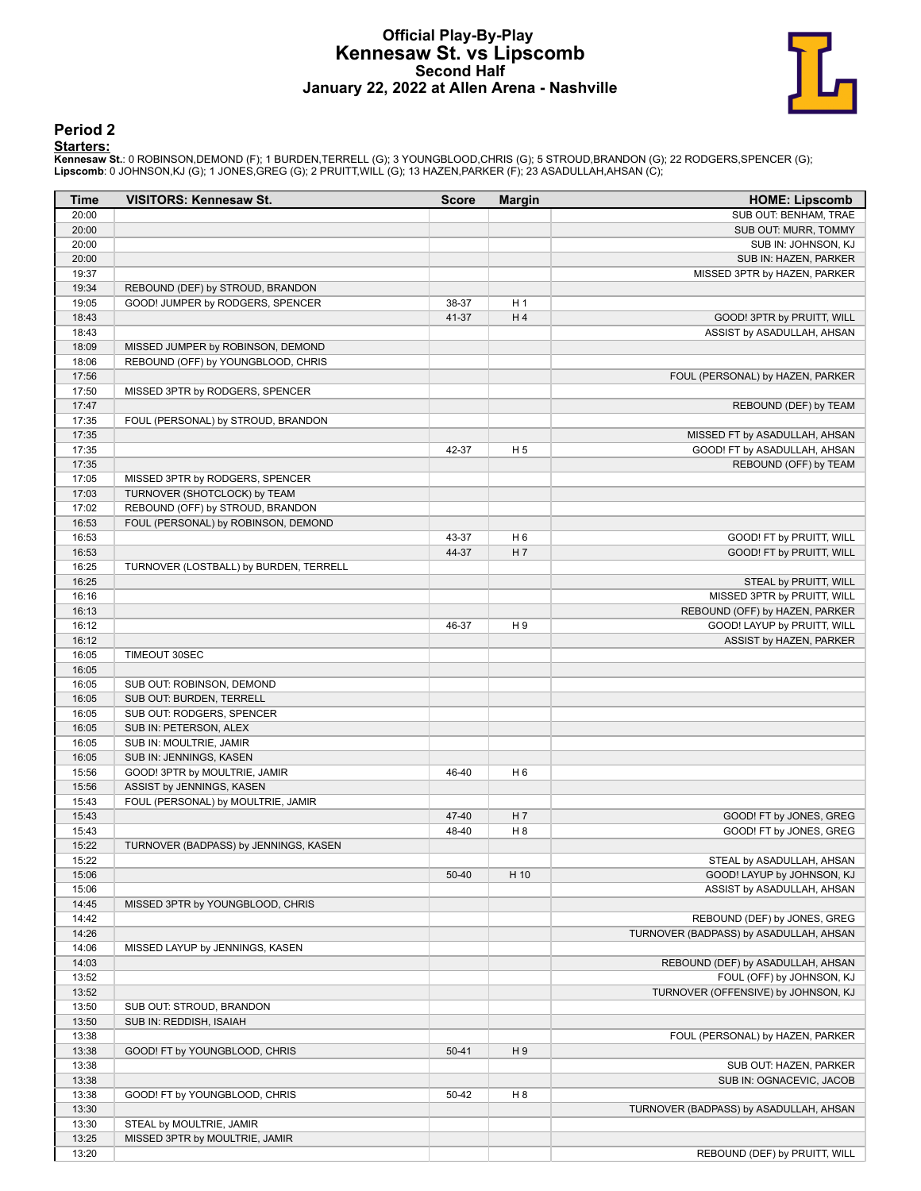# Official Play-By-Play
## Kennesaw St. vs Lipscomb
### Second Half
### January 22, 2022 at Allen Arena - Nashville

## Period 2

**Starters:**

**Kennesaw St.**: 0 ROBINSON,DEMOND (F); 1 BURDEN,TERRELL (G); 3 YOUNGBLOOD,CHRIS (G); 5 STROUD,BRANDON (G); 22 RODGERS,SPENCER (G);
**Lipscomb**: 0 JOHNSON,KJ (G); 1 JONES,GREG (G); 2 PRUITT,WILL (G); 13 HAZEN,PARKER (F); 23 ASADULLAH,AHSAN (C);

| Time | VISITORS: Kennesaw St. | Score | Margin | HOME: Lipscomb |
|---|---|---|---|---|
| 20:00 | | | | SUB OUT: BENHAM, TRAE |
| 20:00 | | | | SUB OUT: MURR, TOMMY |
| 20:00 | | | | SUB IN: JOHNSON, KJ |
| 20:00 | | | | SUB IN: HAZEN, PARKER |
| 19:37 | | | | MISSED 3PTR by HAZEN, PARKER |
| 19:34 | REBOUND (DEF) by STROUD, BRANDON | | | |
| 19:05 | GOOD! JUMPER by RODGERS, SPENCER | 38-37 | H 1 | |
| 18:43 | | 41-37 | H 4 | GOOD! 3PTR by PRUITT, WILL |
| 18:43 | | | | ASSIST by ASADULLAH, AHSAN |
| 18:09 | MISSED JUMPER by ROBINSON, DEMOND | | | |
| 18:06 | REBOUND (OFF) by YOUNGBLOOD, CHRIS | | | |
| 17:56 | | | | FOUL (PERSONAL) by HAZEN, PARKER |
| 17:50 | MISSED 3PTR by RODGERS, SPENCER | | | |
| 17:47 | | | | REBOUND (DEF) by TEAM |
| 17:35 | FOUL (PERSONAL) by STROUD, BRANDON | | | |
| 17:35 | | | | MISSED FT by ASADULLAH, AHSAN |
| 17:35 | | 42-37 | H 5 | GOOD! FT by ASADULLAH, AHSAN |
| 17:35 | | | | REBOUND (OFF) by TEAM |
| 17:05 | MISSED 3PTR by RODGERS, SPENCER | | | |
| 17:03 | TURNOVER (SHOTCLOCK) by TEAM | | | |
| 17:02 | REBOUND (OFF) by STROUD, BRANDON | | | |
| 16:53 | FOUL (PERSONAL) by ROBINSON, DEMOND | | | |
| 16:53 | | 43-37 | H 6 | GOOD! FT by PRUITT, WILL |
| 16:53 | | 44-37 | H 7 | GOOD! FT by PRUITT, WILL |
| 16:25 | TURNOVER (LOSTBALL) by BURDEN, TERRELL | | | |
| 16:25 | | | | STEAL by PRUITT, WILL |
| 16:16 | | | | MISSED 3PTR by PRUITT, WILL |
| 16:13 | | | | REBOUND (OFF) by HAZEN, PARKER |
| 16:12 | | 46-37 | H 9 | GOOD! LAYUP by PRUITT, WILL |
| 16:12 | | | | ASSIST by HAZEN, PARKER |
| 16:05 | TIMEOUT 30SEC | | | |
| 16:05 | | | | |
| 16:05 | SUB OUT: ROBINSON, DEMOND | | | |
| 16:05 | SUB OUT: BURDEN, TERRELL | | | |
| 16:05 | SUB OUT: RODGERS, SPENCER | | | |
| 16:05 | SUB IN: PETERSON, ALEX | | | |
| 16:05 | SUB IN: MOULTRIE, JAMIR | | | |
| 16:05 | SUB IN: JENNINGS, KASEN | | | |
| 15:56 | GOOD! 3PTR by MOULTRIE, JAMIR | 46-40 | H 6 | |
| 15:56 | ASSIST by JENNINGS, KASEN | | | |
| 15:43 | FOUL (PERSONAL) by MOULTRIE, JAMIR | | | |
| 15:43 | | 47-40 | H 7 | GOOD! FT by JONES, GREG |
| 15:43 | | 48-40 | H 8 | GOOD! FT by JONES, GREG |
| 15:22 | TURNOVER (BADPASS) by JENNINGS, KASEN | | | |
| 15:22 | | | | STEAL by ASADULLAH, AHSAN |
| 15:06 | | 50-40 | H 10 | GOOD! LAYUP by JOHNSON, KJ |
| 15:06 | | | | ASSIST by ASADULLAH, AHSAN |
| 14:45 | MISSED 3PTR by YOUNGBLOOD, CHRIS | | | |
| 14:42 | | | | REBOUND (DEF) by JONES, GREG |
| 14:26 | | | | TURNOVER (BADPASS) by ASADULLAH, AHSAN |
| 14:06 | MISSED LAYUP by JENNINGS, KASEN | | | |
| 14:03 | | | | REBOUND (DEF) by ASADULLAH, AHSAN |
| 13:52 | | | | FOUL (OFF) by JOHNSON, KJ |
| 13:52 | | | | TURNOVER (OFFENSIVE) by JOHNSON, KJ |
| 13:50 | SUB OUT: STROUD, BRANDON | | | |
| 13:50 | SUB IN: REDDISH, ISAIAH | | | |
| 13:38 | | | | FOUL (PERSONAL) by HAZEN, PARKER |
| 13:38 | GOOD! FT by YOUNGBLOOD, CHRIS | 50-41 | H 9 | |
| 13:38 | | | | SUB OUT: HAZEN, PARKER |
| 13:38 | | | | SUB IN: OGNACEVIC, JACOB |
| 13:38 | GOOD! FT by YOUNGBLOOD, CHRIS | 50-42 | H 8 | |
| 13:30 | | | | TURNOVER (BADPASS) by ASADULLAH, AHSAN |
| 13:30 | STEAL by MOULTRIE, JAMIR | | | |
| 13:25 | MISSED 3PTR by MOULTRIE, JAMIR | | | |
| 13:20 | | | | REBOUND (DEF) by PRUITT, WILL |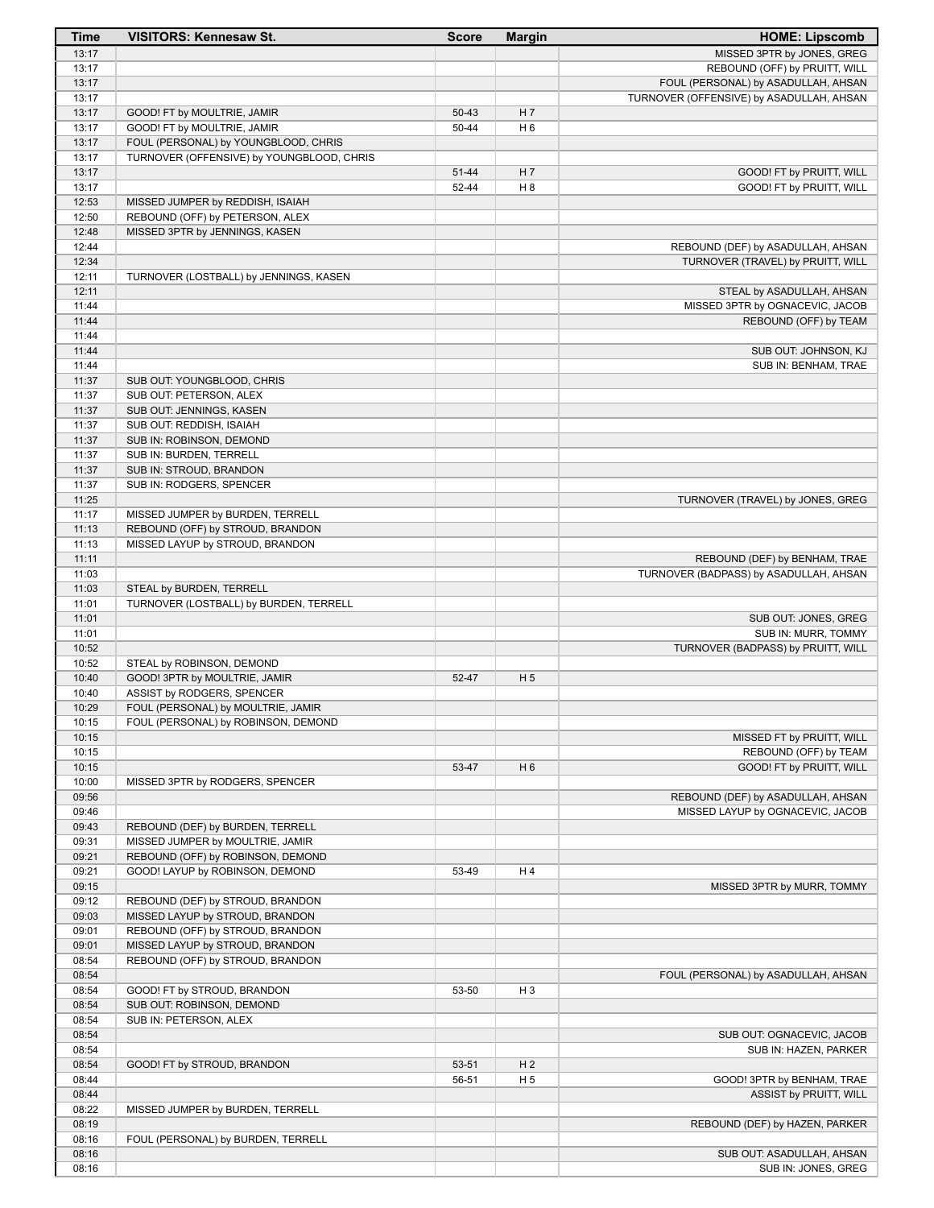| Time | VISITORS: Kennesaw St. | Score | Margin | HOME: Lipscomb |
|---|---|---|---|---|
| 13:17 | | | | MISSED 3PTR by JONES, GREG |
| 13:17 | | | | REBOUND (OFF) by PRUITT, WILL |
| 13:17 | | | | FOUL (PERSONAL) by ASADULLAH, AHSAN |
| 13:17 | | | | TURNOVER (OFFENSIVE) by ASADULLAH, AHSAN |
| 13:17 | GOOD! FT by MOULTRIE, JAMIR | 50-43 | H 7 | |
| 13:17 | GOOD! FT by MOULTRIE, JAMIR | 50-44 | H 6 | |
| 13:17 | FOUL (PERSONAL) by YOUNGBLOOD, CHRIS | | | |
| 13:17 | TURNOVER (OFFENSIVE) by YOUNGBLOOD, CHRIS | | | |
| 13:17 | | 51-44 | H 7 | GOOD! FT by PRUITT, WILL |
| 13:17 | | 52-44 | H 8 | GOOD! FT by PRUITT, WILL |
| 12:53 | MISSED JUMPER by REDDISH, ISAIAH | | | |
| 12:50 | REBOUND (OFF) by PETERSON, ALEX | | | |
| 12:48 | MISSED 3PTR by JENNINGS, KASEN | | | |
| 12:44 | | | | REBOUND (DEF) by ASADULLAH, AHSAN |
| 12:34 | | | | TURNOVER (TRAVEL) by PRUITT, WILL |
| 12:11 | TURNOVER (LOSTBALL) by JENNINGS, KASEN | | | |
| 12:11 | | | | STEAL by ASADULLAH, AHSAN |
| 11:44 | | | | MISSED 3PTR by OGNACEVIC, JACOB |
| 11:44 | | | | REBOUND (OFF) by TEAM |
| 11:44 | | | | |
| 11:44 | | | | SUB OUT: JOHNSON, KJ |
| 11:44 | | | | SUB IN: BENHAM, TRAE |
| 11:37 | SUB OUT: YOUNGBLOOD, CHRIS | | | |
| 11:37 | SUB OUT: PETERSON, ALEX | | | |
| 11:37 | SUB OUT: JENNINGS, KASEN | | | |
| 11:37 | SUB OUT: REDDISH, ISAIAH | | | |
| 11:37 | SUB IN: ROBINSON, DEMOND | | | |
| 11:37 | SUB IN: BURDEN, TERRELL | | | |
| 11:37 | SUB IN: STROUD, BRANDON | | | |
| 11:37 | SUB IN: RODGERS, SPENCER | | | |
| 11:25 | | | | TURNOVER (TRAVEL) by JONES, GREG |
| 11:17 | MISSED JUMPER by BURDEN, TERRELL | | | |
| 11:13 | REBOUND (OFF) by STROUD, BRANDON | | | |
| 11:13 | MISSED LAYUP by STROUD, BRANDON | | | |
| 11:11 | | | | REBOUND (DEF) by BENHAM, TRAE |
| 11:03 | | | | TURNOVER (BADPASS) by ASADULLAH, AHSAN |
| 11:03 | STEAL by BURDEN, TERRELL | | | |
| 11:01 | TURNOVER (LOSTBALL) by BURDEN, TERRELL | | | |
| 11:01 | | | | SUB OUT: JONES, GREG |
| 11:01 | | | | SUB IN: MURR, TOMMY |
| 10:52 | | | | TURNOVER (BADPASS) by PRUITT, WILL |
| 10:52 | STEAL by ROBINSON, DEMOND | | | |
| 10:40 | GOOD! 3PTR by MOULTRIE, JAMIR | 52-47 | H 5 | |
| 10:40 | ASSIST by RODGERS, SPENCER | | | |
| 10:29 | FOUL (PERSONAL) by MOULTRIE, JAMIR | | | |
| 10:15 | FOUL (PERSONAL) by ROBINSON, DEMOND | | | |
| 10:15 | | | | MISSED FT by PRUITT, WILL |
| 10:15 | | | | REBOUND (OFF) by TEAM |
| 10:15 | | 53-47 | H 6 | GOOD! FT by PRUITT, WILL |
| 10:00 | MISSED 3PTR by RODGERS, SPENCER | | | |
| 09:56 | | | | REBOUND (DEF) by ASADULLAH, AHSAN |
| 09:46 | | | | MISSED LAYUP by OGNACEVIC, JACOB |
| 09:43 | REBOUND (DEF) by BURDEN, TERRELL | | | |
| 09:31 | MISSED JUMPER by MOULTRIE, JAMIR | | | |
| 09:21 | REBOUND (OFF) by ROBINSON, DEMOND | | | |
| 09:21 | GOOD! LAYUP by ROBINSON, DEMOND | 53-49 | H 4 | |
| 09:15 | | | | MISSED 3PTR by MURR, TOMMY |
| 09:12 | REBOUND (DEF) by STROUD, BRANDON | | | |
| 09:03 | MISSED LAYUP by STROUD, BRANDON | | | |
| 09:01 | REBOUND (OFF) by STROUD, BRANDON | | | |
| 09:01 | MISSED LAYUP by STROUD, BRANDON | | | |
| 08:54 | REBOUND (OFF) by STROUD, BRANDON | | | |
| 08:54 | | | | FOUL (PERSONAL) by ASADULLAH, AHSAN |
| 08:54 | GOOD! FT by STROUD, BRANDON | 53-50 | H 3 | |
| 08:54 | SUB OUT: ROBINSON, DEMOND | | | |
| 08:54 | SUB IN: PETERSON, ALEX | | | |
| 08:54 | | | | SUB OUT: OGNACEVIC, JACOB |
| 08:54 | | | | SUB IN: HAZEN, PARKER |
| 08:54 | GOOD! FT by STROUD, BRANDON | 53-51 | H 2 | |
| 08:44 | | 56-51 | H 5 | GOOD! 3PTR by BENHAM, TRAE |
| 08:44 | | | | ASSIST by PRUITT, WILL |
| 08:22 | MISSED JUMPER by BURDEN, TERRELL | | | |
| 08:19 | | | | REBOUND (DEF) by HAZEN, PARKER |
| 08:16 | FOUL (PERSONAL) by BURDEN, TERRELL | | | |
| 08:16 | | | | SUB OUT: ASADULLAH, AHSAN |
| 08:16 | | | | SUB IN: JONES, GREG |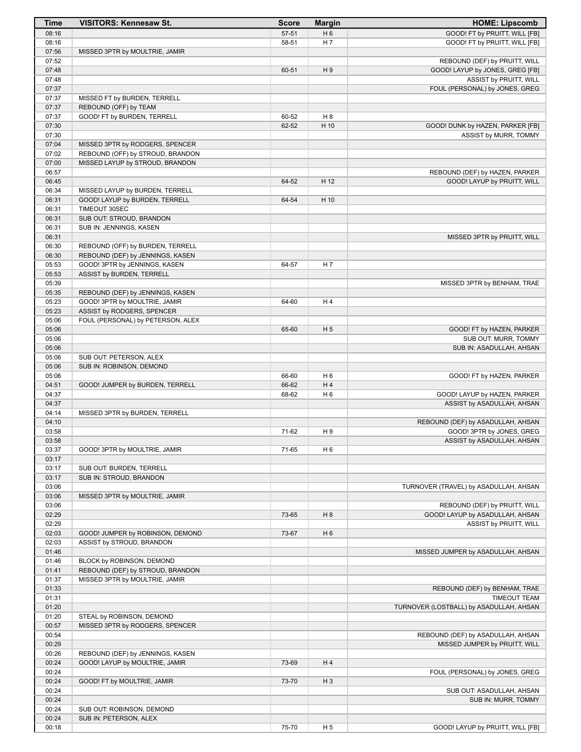| Time | VISITORS: Kennesaw St. | Score | Margin | HOME: Lipscomb |
|---|---|---|---|---|
| 08:16 | | 57-51 | H 6 | GOOD! FT by PRUITT, WILL [FB] |
| 08:16 | | 58-51 | H 7 | GOOD! FT by PRUITT, WILL [FB] |
| 07:56 | MISSED 3PTR by MOULTRIE, JAMIR | | | |
| 07:52 | | | | REBOUND (DEF) by PRUITT, WILL |
| 07:48 | | 60-51 | H 9 | GOOD! LAYUP by JONES, GREG [FB] |
| 07:48 | | | | ASSIST by PRUITT, WILL |
| 07:37 | | | | FOUL (PERSONAL) by JONES, GREG |
| 07:37 | MISSED FT by BURDEN, TERRELL | | | |
| 07:37 | REBOUND (OFF) by TEAM | | | |
| 07:37 | GOOD! FT by BURDEN, TERRELL | 60-52 | H 8 | |
| 07:30 | | 62-52 | H 10 | GOOD! DUNK by HAZEN, PARKER [FB] |
| 07:30 | | | | ASSIST by MURR, TOMMY |
| 07:04 | MISSED 3PTR by RODGERS, SPENCER | | | |
| 07:02 | REBOUND (OFF) by STROUD, BRANDON | | | |
| 07:00 | MISSED LAYUP by STROUD, BRANDON | | | |
| 06:57 | | | | REBOUND (DEF) by HAZEN, PARKER |
| 06:45 | | 64-52 | H 12 | GOOD! LAYUP by PRUITT, WILL |
| 06:34 | MISSED LAYUP by BURDEN, TERRELL | | | |
| 06:31 | GOOD! LAYUP by BURDEN, TERRELL | 64-54 | H 10 | |
| 06:31 | TIMEOUT 30SEC | | | |
| 06:31 | SUB OUT: STROUD, BRANDON | | | |
| 06:31 | SUB IN: JENNINGS, KASEN | | | |
| 06:31 | | | | MISSED 3PTR by PRUITT, WILL |
| 06:30 | REBOUND (OFF) by BURDEN, TERRELL | | | |
| 06:30 | REBOUND (DEF) by JENNINGS, KASEN | | | |
| 05:53 | GOOD! 3PTR by JENNINGS, KASEN | 64-57 | H 7 | |
| 05:53 | ASSIST by BURDEN, TERRELL | | | |
| 05:39 | | | | MISSED 3PTR by BENHAM, TRAE |
| 05:35 | REBOUND (DEF) by JENNINGS, KASEN | | | |
| 05:23 | GOOD! 3PTR by MOULTRIE, JAMIR | 64-60 | H 4 | |
| 05:23 | ASSIST by RODGERS, SPENCER | | | |
| 05:06 | FOUL (PERSONAL) by PETERSON, ALEX | | | |
| 05:06 | | 65-60 | H 5 | GOOD! FT by HAZEN, PARKER |
| 05:06 | | | | SUB OUT: MURR, TOMMY |
| 05:06 | | | | SUB IN: ASADULLAH, AHSAN |
| 05:06 | SUB OUT: PETERSON, ALEX | | | |
| 05:06 | SUB IN: ROBINSON, DEMOND | | | |
| 05:06 | | 66-60 | H 6 | GOOD! FT by HAZEN, PARKER |
| 04:51 | GOOD! JUMPER by BURDEN, TERRELL | 66-62 | H 4 | |
| 04:37 | | 68-62 | H 6 | GOOD! LAYUP by HAZEN, PARKER |
| 04:37 | | | | ASSIST by ASADULLAH, AHSAN |
| 04:14 | MISSED 3PTR by BURDEN, TERRELL | | | |
| 04:10 | | | | REBOUND (DEF) by ASADULLAH, AHSAN |
| 03:58 | | 71-62 | H 9 | GOOD! 3PTR by JONES, GREG |
| 03:58 | | | | ASSIST by ASADULLAH, AHSAN |
| 03:37 | GOOD! 3PTR by MOULTRIE, JAMIR | 71-65 | H 6 | |
| 03:17 | | | | |
| 03:17 | SUB OUT: BURDEN, TERRELL | | | |
| 03:17 | SUB IN: STROUD, BRANDON | | | |
| 03:06 | | | | TURNOVER (TRAVEL) by ASADULLAH, AHSAN |
| 03:06 | MISSED 3PTR by MOULTRIE, JAMIR | | | |
| 03:06 | | | | REBOUND (DEF) by PRUITT, WILL |
| 02:29 | | 73-65 | H 8 | GOOD! LAYUP by ASADULLAH, AHSAN |
| 02:29 | | | | ASSIST by PRUITT, WILL |
| 02:03 | GOOD! JUMPER by ROBINSON, DEMOND | 73-67 | H 6 | |
| 02:03 | ASSIST by STROUD, BRANDON | | | |
| 01:46 | | | | MISSED JUMPER by ASADULLAH, AHSAN |
| 01:46 | BLOCK by ROBINSON, DEMOND | | | |
| 01:41 | REBOUND (DEF) by STROUD, BRANDON | | | |
| 01:37 | MISSED 3PTR by MOULTRIE, JAMIR | | | |
| 01:33 | | | | REBOUND (DEF) by BENHAM, TRAE |
| 01:31 | | | | TIMEOUT TEAM |
| 01:20 | | | | TURNOVER (LOSTBALL) by ASADULLAH, AHSAN |
| 01:20 | STEAL by ROBINSON, DEMOND | | | |
| 00:57 | MISSED 3PTR by RODGERS, SPENCER | | | |
| 00:54 | | | | REBOUND (DEF) by ASADULLAH, AHSAN |
| 00:29 | | | | MISSED JUMPER by PRUITT, WILL |
| 00:26 | REBOUND (DEF) by JENNINGS, KASEN | | | |
| 00:24 | GOOD! LAYUP by MOULTRIE, JAMIR | 73-69 | H 4 | |
| 00:24 | | | | FOUL (PERSONAL) by JONES, GREG |
| 00:24 | GOOD! FT by MOULTRIE, JAMIR | 73-70 | H 3 | |
| 00:24 | | | | SUB OUT: ASADULLAH, AHSAN |
| 00:24 | | | | SUB IN: MURR, TOMMY |
| 00:24 | SUB OUT: ROBINSON, DEMOND | | | |
| 00:24 | SUB IN: PETERSON, ALEX | | | |
| 00:18 | | 75-70 | H 5 | GOOD! LAYUP by PRUITT, WILL [FB] |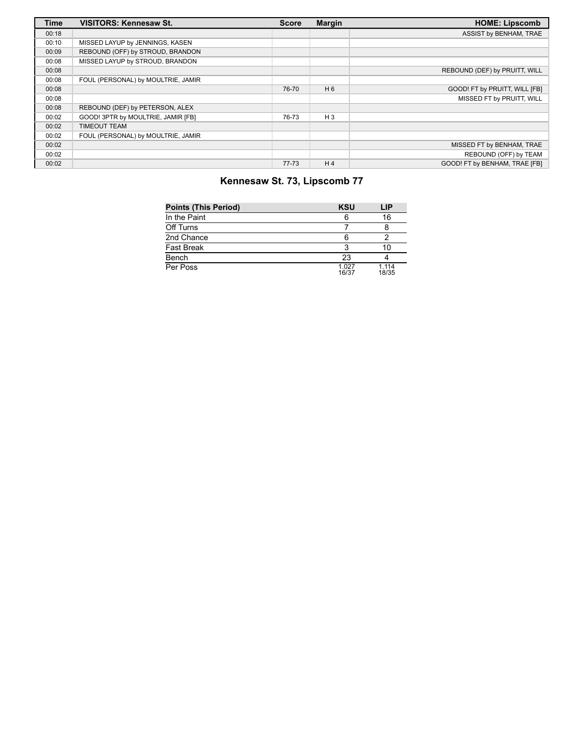| Time | VISITORS: Kennesaw St. | Score | Margin | HOME: Lipscomb |
|---|---|---|---|---|
| 00:18 | | | | ASSIST by BENHAM, TRAE |
| 00:10 | MISSED LAYUP by JENNINGS, KASEN | | | |
| 00:09 | REBOUND (OFF) by STROUD, BRANDON | | | |
| 00:08 | MISSED LAYUP by STROUD, BRANDON | | | |
| 00:08 | | | | REBOUND (DEF) by PRUITT, WILL |
| 00:08 | FOUL (PERSONAL) by MOULTRIE, JAMIR | | | |
| 00:08 | | 76-70 | H 6 | GOOD! FT by PRUITT, WILL [FB] |
| 00:08 | | | | MISSED FT by PRUITT, WILL |
| 00:08 | REBOUND (DEF) by PETERSON, ALEX | | | |
| 00:02 | GOOD! 3PTR by MOULTRIE, JAMIR [FB] | 76-73 | H 3 | |
| 00:02 | TIMEOUT TEAM | | | |
| 00:02 | FOUL (PERSONAL) by MOULTRIE, JAMIR | | | |
| 00:02 | | | | MISSED FT by BENHAM, TRAE |
| 00:02 | | | | REBOUND (OFF) by TEAM |
| 00:02 | | 77-73 | H 4 | GOOD! FT by BENHAM, TRAE [FB] |

## Kennesaw St. 73, Lipscomb 77

| Points (This Period) | KSU | LIP |
|---|---|---|
| In the Paint | 6 | 16 |
| Off Turns | 7 | 8 |
| 2nd Chance | 6 | 2 |
| Fast Break | 3 | 10 |
| Bench | 23 | 4 |
| Per Poss | 1.027 16/37 | 1.114 18/35 |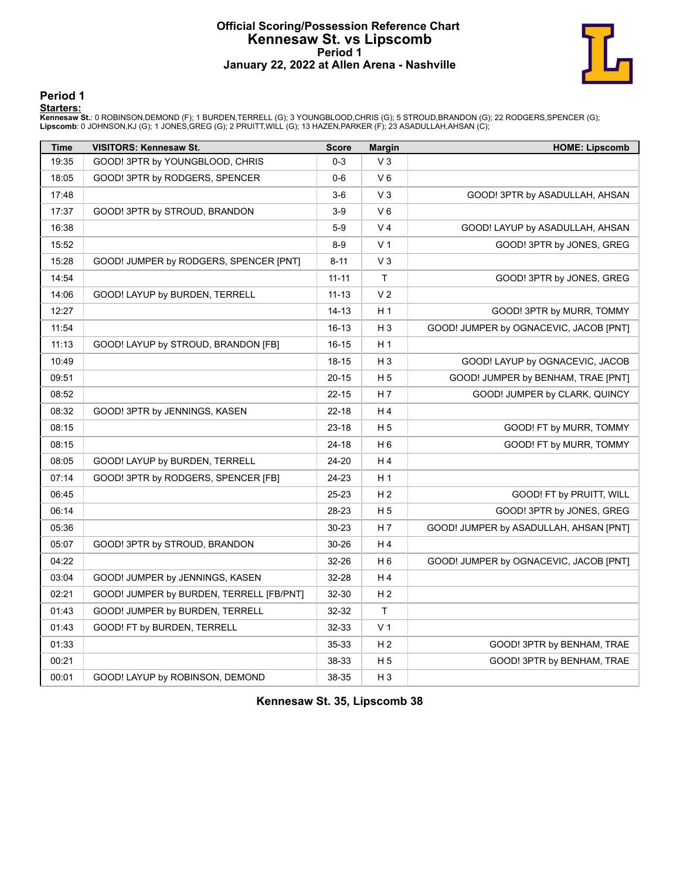# Official Scoring/Possession Reference Chart
# Kennesaw St. vs Lipscomb
### Period 1
### January 22, 2022 at Allen Arena - Nashville

## Period 1

**Starters:**

**Kennesaw St.**: 0 ROBINSON,DEMOND (F); 1 BURDEN,TERRELL (G); 3 YOUNGBLOOD,CHRIS (G); 5 STROUD,BRANDON (G); 22 RODGERS,SPENCER (G);
**Lipscomb**: 0 JOHNSON,KJ (G); 1 JONES,GREG (G); 2 PRUITT,WILL (G); 13 HAZEN,PARKER (F); 23 ASADULLAH,AHSAN (C);

| Time | VISITORS: Kennesaw St. | Score | Margin | HOME: Lipscomb |
|---|---|---|---|---|
| 19:35 | GOOD! 3PTR by YOUNGBLOOD, CHRIS | 0-3 | V 3 | |
| 18:05 | GOOD! 3PTR by RODGERS, SPENCER | 0-6 | V 6 | |
| 17:48 | | 3-6 | V 3 | GOOD! 3PTR by ASADULLAH, AHSAN |
| 17:37 | GOOD! 3PTR by STROUD, BRANDON | 3-9 | V 6 | |
| 16:38 | | 5-9 | V 4 | GOOD! LAYUP by ASADULLAH, AHSAN |
| 15:52 | | 8-9 | V 1 | GOOD! 3PTR by JONES, GREG |
| 15:28 | GOOD! JUMPER by RODGERS, SPENCER [PNT] | 8-11 | V 3 | |
| 14:54 | | 11-11 | T | GOOD! 3PTR by JONES, GREG |
| 14:06 | GOOD! LAYUP by BURDEN, TERRELL | 11-13 | V 2 | |
| 12:27 | | 14-13 | H 1 | GOOD! 3PTR by MURR, TOMMY |
| 11:54 | | 16-13 | H 3 | GOOD! JUMPER by OGNACEVIC, JACOB [PNT] |
| 11:13 | GOOD! LAYUP by STROUD, BRANDON [FB] | 16-15 | H 1 | |
| 10:49 | | 18-15 | H 3 | GOOD! LAYUP by OGNACEVIC, JACOB |
| 09:51 | | 20-15 | H 5 | GOOD! JUMPER by BENHAM, TRAE [PNT] |
| 08:52 | | 22-15 | H 7 | GOOD! JUMPER by CLARK, QUINCY |
| 08:32 | GOOD! 3PTR by JENNINGS, KASEN | 22-18 | H 4 | |
| 08:15 | | 23-18 | H 5 | GOOD! FT by MURR, TOMMY |
| 08:15 | | 24-18 | H 6 | GOOD! FT by MURR, TOMMY |
| 08:05 | GOOD! LAYUP by BURDEN, TERRELL | 24-20 | H 4 | |
| 07:14 | GOOD! 3PTR by RODGERS, SPENCER [FB] | 24-23 | H 1 | |
| 06:45 | | 25-23 | H 2 | GOOD! FT by PRUITT, WILL |
| 06:14 | | 28-23 | H 5 | GOOD! 3PTR by JONES, GREG |
| 05:36 | | 30-23 | H 7 | GOOD! JUMPER by ASADULLAH, AHSAN [PNT] |
| 05:07 | GOOD! 3PTR by STROUD, BRANDON | 30-26 | H 4 | |
| 04:22 | | 32-26 | H 6 | GOOD! JUMPER by OGNACEVIC, JACOB [PNT] |
| 03:04 | GOOD! JUMPER by JENNINGS, KASEN | 32-28 | H 4 | |
| 02:21 | GOOD! JUMPER by BURDEN, TERRELL [FB/PNT] | 32-30 | H 2 | |
| 01:43 | GOOD! JUMPER by BURDEN, TERRELL | 32-32 | T | |
| 01:43 | GOOD! FT by BURDEN, TERRELL | 32-33 | V 1 | |
| 01:33 | | 35-33 | H 2 | GOOD! 3PTR by BENHAM, TRAE |
| 00:21 | | 38-33 | H 5 | GOOD! 3PTR by BENHAM, TRAE |
| 00:01 | GOOD! LAYUP by ROBINSON, DEMOND | 38-35 | H 3 | |

**Kennesaw St. 35, Lipscomb 38**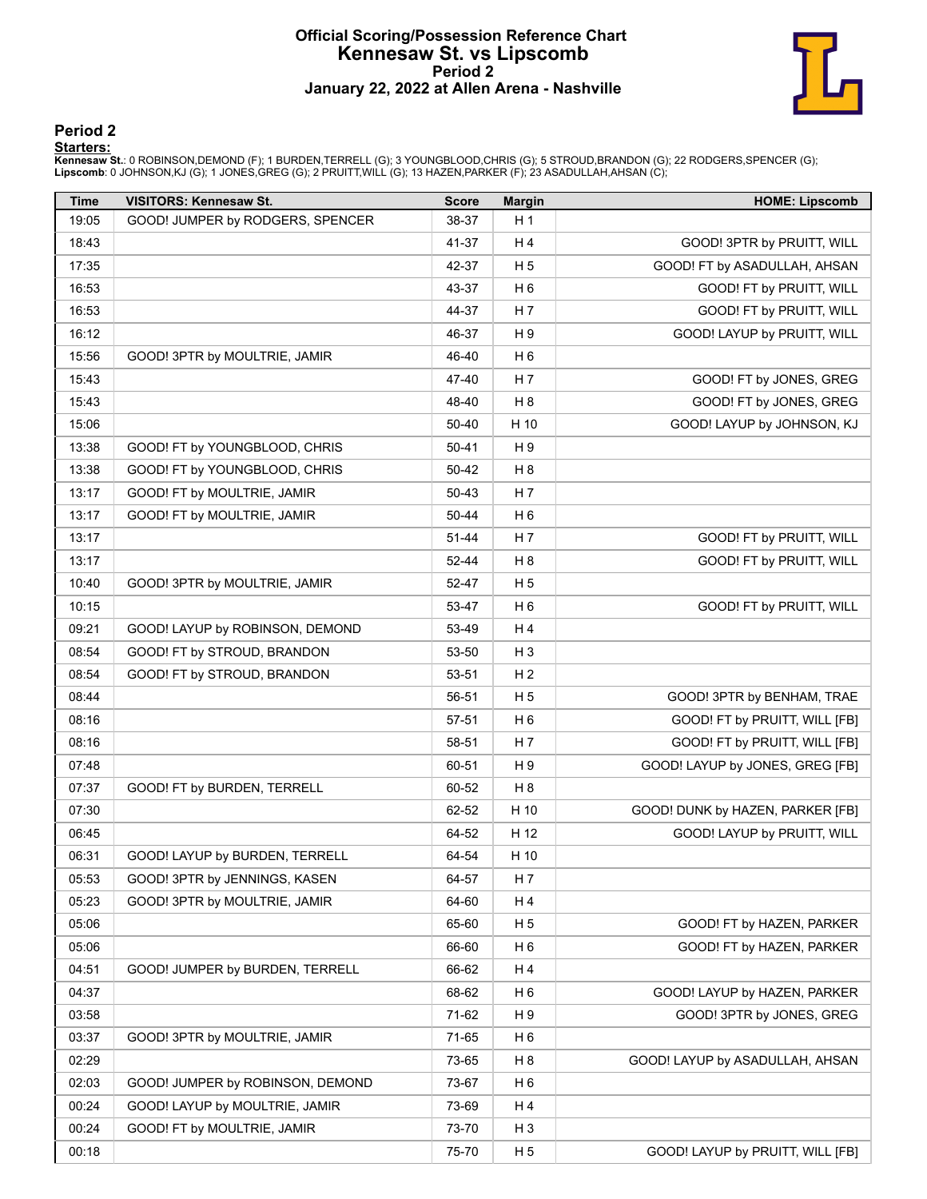# Official Scoring/Possession Reference Chart
## Kennesaw St. vs Lipscomb
### Period 2
### January 22, 2022 at Allen Arena - Nashville

## Period 2

**Starters:**

**Kennesaw St.**: 0 ROBINSON,DEMOND (F); 1 BURDEN,TERRELL (G); 3 YOUNGBLOOD,CHRIS (G); 5 STROUD,BRANDON (G); 22 RODGERS,SPENCER (G);
**Lipscomb**: 0 JOHNSON,KJ (G); 1 JONES,GREG (G); 2 PRUITT,WILL (G); 13 HAZEN,PARKER (F); 23 ASADULLAH,AHSAN (C);

| Time | VISITORS: Kennesaw St. | Score | Margin | HOME: Lipscomb |
|---|---|---|---|---|
| 19:05 | GOOD! JUMPER by RODGERS, SPENCER | 38-37 | H 1 | |
| 18:43 | | 41-37 | H 4 | GOOD! 3PTR by PRUITT, WILL |
| 17:35 | | 42-37 | H 5 | GOOD! FT by ASADULLAH, AHSAN |
| 16:53 | | 43-37 | H 6 | GOOD! FT by PRUITT, WILL |
| 16:53 | | 44-37 | H 7 | GOOD! FT by PRUITT, WILL |
| 16:12 | | 46-37 | H 9 | GOOD! LAYUP by PRUITT, WILL |
| 15:56 | GOOD! 3PTR by MOULTRIE, JAMIR | 46-40 | H 6 | |
| 15:43 | | 47-40 | H 7 | GOOD! FT by JONES, GREG |
| 15:43 | | 48-40 | H 8 | GOOD! FT by JONES, GREG |
| 15:06 | | 50-40 | H 10 | GOOD! LAYUP by JOHNSON, KJ |
| 13:38 | GOOD! FT by YOUNGBLOOD, CHRIS | 50-41 | H 9 | |
| 13:38 | GOOD! FT by YOUNGBLOOD, CHRIS | 50-42 | H 8 | |
| 13:17 | GOOD! FT by MOULTRIE, JAMIR | 50-43 | H 7 | |
| 13:17 | GOOD! FT by MOULTRIE, JAMIR | 50-44 | H 6 | |
| 13:17 | | 51-44 | H 7 | GOOD! FT by PRUITT, WILL |
| 13:17 | | 52-44 | H 8 | GOOD! FT by PRUITT, WILL |
| 10:40 | GOOD! 3PTR by MOULTRIE, JAMIR | 52-47 | H 5 | |
| 10:15 | | 53-47 | H 6 | GOOD! FT by PRUITT, WILL |
| 09:21 | GOOD! LAYUP by ROBINSON, DEMOND | 53-49 | H 4 | |
| 08:54 | GOOD! FT by STROUD, BRANDON | 53-50 | H 3 | |
| 08:54 | GOOD! FT by STROUD, BRANDON | 53-51 | H 2 | |
| 08:44 | | 56-51 | H 5 | GOOD! 3PTR by BENHAM, TRAE |
| 08:16 | | 57-51 | H 6 | GOOD! FT by PRUITT, WILL [FB] |
| 08:16 | | 58-51 | H 7 | GOOD! FT by PRUITT, WILL [FB] |
| 07:48 | | 60-51 | H 9 | GOOD! LAYUP by JONES, GREG [FB] |
| 07:37 | GOOD! FT by BURDEN, TERRELL | 60-52 | H 8 | |
| 07:30 | | 62-52 | H 10 | GOOD! DUNK by HAZEN, PARKER [FB] |
| 06:45 | | 64-52 | H 12 | GOOD! LAYUP by PRUITT, WILL |
| 06:31 | GOOD! LAYUP by BURDEN, TERRELL | 64-54 | H 10 | |
| 05:53 | GOOD! 3PTR by JENNINGS, KASEN | 64-57 | H 7 | |
| 05:23 | GOOD! 3PTR by MOULTRIE, JAMIR | 64-60 | H 4 | |
| 05:06 | | 65-60 | H 5 | GOOD! FT by HAZEN, PARKER |
| 05:06 | | 66-60 | H 6 | GOOD! FT by HAZEN, PARKER |
| 04:51 | GOOD! JUMPER by BURDEN, TERRELL | 66-62 | H 4 | |
| 04:37 | | 68-62 | H 6 | GOOD! LAYUP by HAZEN, PARKER |
| 03:58 | | 71-62 | H 9 | GOOD! 3PTR by JONES, GREG |
| 03:37 | GOOD! 3PTR by MOULTRIE, JAMIR | 71-65 | H 6 | |
| 02:29 | | 73-65 | H 8 | GOOD! LAYUP by ASADULLAH, AHSAN |
| 02:03 | GOOD! JUMPER by ROBINSON, DEMOND | 73-67 | H 6 | |
| 00:24 | GOOD! LAYUP by MOULTRIE, JAMIR | 73-69 | H 4 | |
| 00:24 | GOOD! FT by MOULTRIE, JAMIR | 73-70 | H 3 | |
| 00:18 | | 75-70 | H 5 | GOOD! LAYUP by PRUITT, WILL [FB] |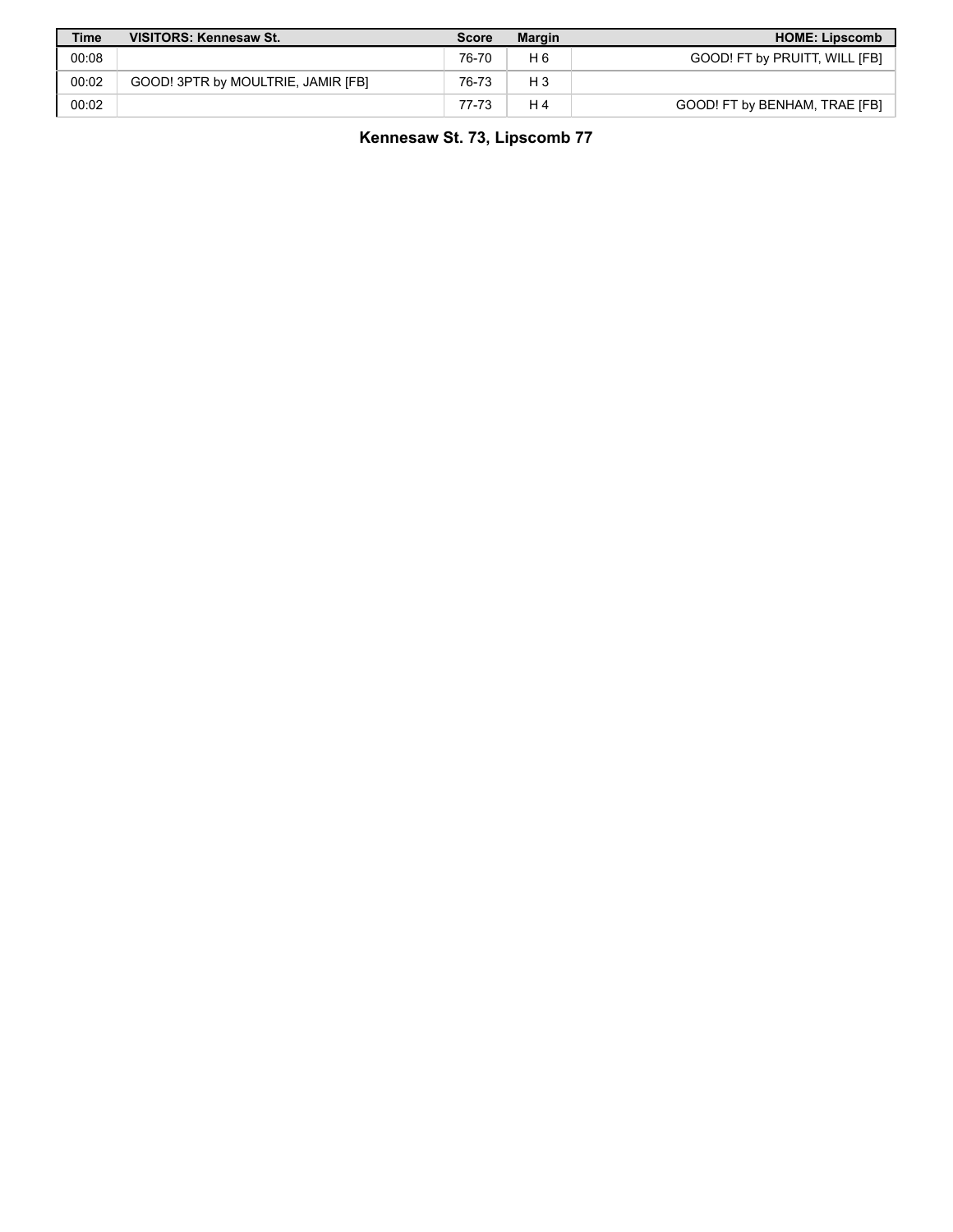| Time | VISITORS: Kennesaw St. | Score | Margin | HOME: Lipscomb |
| --- | --- | --- | --- | --- |
| 00:08 | | 76-70 | H 6 | GOOD! FT by PRUITT, WILL [FB] |
| 00:02 | GOOD! 3PTR by MOULTRIE, JAMIR [FB] | 76-73 | H 3 | |
| 00:02 | | 77-73 | H 4 | GOOD! FT by BENHAM, TRAE [FB] |

**Kennesaw St. 73, Lipscomb 77**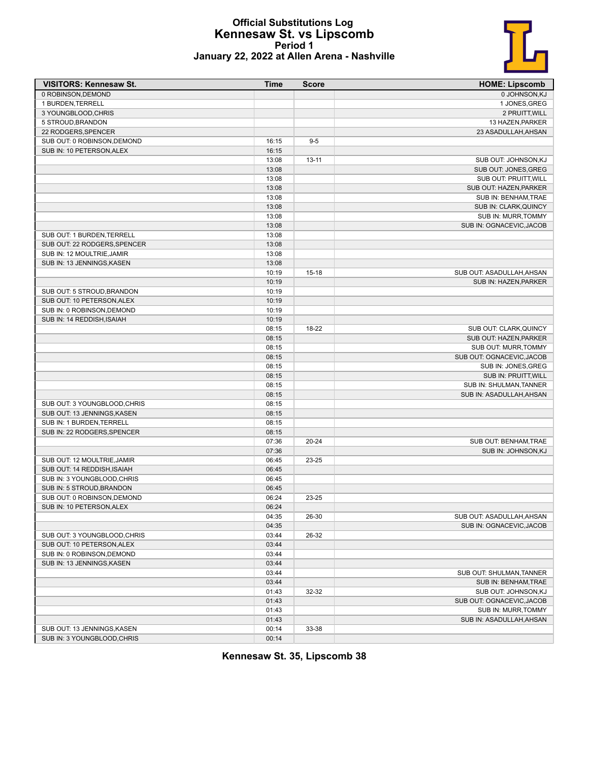# Official Substitutions Log
## Kennesaw St. vs Lipscomb
### Period 1
### January 22, 2022 at Allen Arena - Nashville

| VISITORS: Kennesaw St. | Time | Score | HOME: Lipscomb |
|---|---|---|---|
| 0 ROBINSON,DEMOND | | | 0 JOHNSON,KJ |
| 1 BURDEN,TERRELL | | | 1 JONES,GREG |
| 3 YOUNGBLOOD,CHRIS | | | 2 PRUITT,WILL |
| 5 STROUD,BRANDON | | | 13 HAZEN,PARKER |
| 22 RODGERS,SPENCER | | | 23 ASADULLAH,AHSAN |
| SUB OUT: 0 ROBINSON,DEMOND | 16:15 | 9-5 | |
| SUB IN: 10 PETERSON,ALEX | 16:15 | | |
| | 13:08 | 13-11 | SUB OUT: JOHNSON,KJ |
| | 13:08 | | SUB OUT: JONES,GREG |
| | 13:08 | | SUB OUT: PRUITT,WILL |
| | 13:08 | | SUB OUT: HAZEN,PARKER |
| | 13:08 | | SUB IN: BENHAM,TRAE |
| | 13:08 | | SUB IN: CLARK,QUINCY |
| | 13:08 | | SUB IN: MURR,TOMMY |
| | 13:08 | | SUB IN: OGNACEVIC,JACOB |
| SUB OUT: 1 BURDEN,TERRELL | 13:08 | | |
| SUB OUT: 22 RODGERS,SPENCER | 13:08 | | |
| SUB IN: 12 MOULTRIE,JAMIR | 13:08 | | |
| SUB IN: 13 JENNINGS,KASEN | 13:08 | | |
| | 10:19 | 15-18 | SUB OUT: ASADULLAH,AHSAN |
| | 10:19 | | SUB IN: HAZEN,PARKER |
| SUB OUT: 5 STROUD,BRANDON | 10:19 | | |
| SUB OUT: 10 PETERSON,ALEX | 10:19 | | |
| SUB IN: 0 ROBINSON,DEMOND | 10:19 | | |
| SUB IN: 14 REDDISH,ISAIAH | 10:19 | | |
| | 08:15 | 18-22 | SUB OUT: CLARK,QUINCY |
| | 08:15 | | SUB OUT: HAZEN,PARKER |
| | 08:15 | | SUB OUT: MURR,TOMMY |
| | 08:15 | | SUB OUT: OGNACEVIC,JACOB |
| | 08:15 | | SUB IN: JONES,GREG |
| | 08:15 | | SUB IN: PRUITT,WILL |
| | 08:15 | | SUB IN: SHULMAN,TANNER |
| | 08:15 | | SUB IN: ASADULLAH,AHSAN |
| SUB OUT: 3 YOUNGBLOOD,CHRIS | 08:15 | | |
| SUB OUT: 13 JENNINGS,KASEN | 08:15 | | |
| SUB IN: 1 BURDEN,TERRELL | 08:15 | | |
| SUB IN: 22 RODGERS,SPENCER | 08:15 | | |
| | 07:36 | 20-24 | SUB OUT: BENHAM,TRAE |
| | 07:36 | | SUB IN: JOHNSON,KJ |
| SUB OUT: 12 MOULTRIE,JAMIR | 06:45 | 23-25 | |
| SUB OUT: 14 REDDISH,ISAIAH | 06:45 | | |
| SUB IN: 3 YOUNGBLOOD,CHRIS | 06:45 | | |
| SUB IN: 5 STROUD,BRANDON | 06:45 | | |
| SUB OUT: 0 ROBINSON,DEMOND | 06:24 | 23-25 | |
| SUB IN: 10 PETERSON,ALEX | 06:24 | | |
| | 04:35 | 26-30 | SUB OUT: ASADULLAH,AHSAN |
| | 04:35 | | SUB IN: OGNACEVIC,JACOB |
| SUB OUT: 3 YOUNGBLOOD,CHRIS | 03:44 | 26-32 | |
| SUB OUT: 10 PETERSON,ALEX | 03:44 | | |
| SUB IN: 0 ROBINSON,DEMOND | 03:44 | | |
| SUB IN: 13 JENNINGS,KASEN | 03:44 | | |
| | 03:44 | | SUB OUT: SHULMAN,TANNER |
| | 03:44 | | SUB IN: BENHAM,TRAE |
| | 01:43 | 32-32 | SUB OUT: JOHNSON,KJ |
| | 01:43 | | SUB OUT: OGNACEVIC,JACOB |
| | 01:43 | | SUB IN: MURR,TOMMY |
| | 01:43 | | SUB IN: ASADULLAH,AHSAN |
| SUB OUT: 13 JENNINGS,KASEN | 00:14 | 33-38 | |
| SUB IN: 3 YOUNGBLOOD,CHRIS | 00:14 | | |

**Kennesaw St. 35, Lipscomb 38**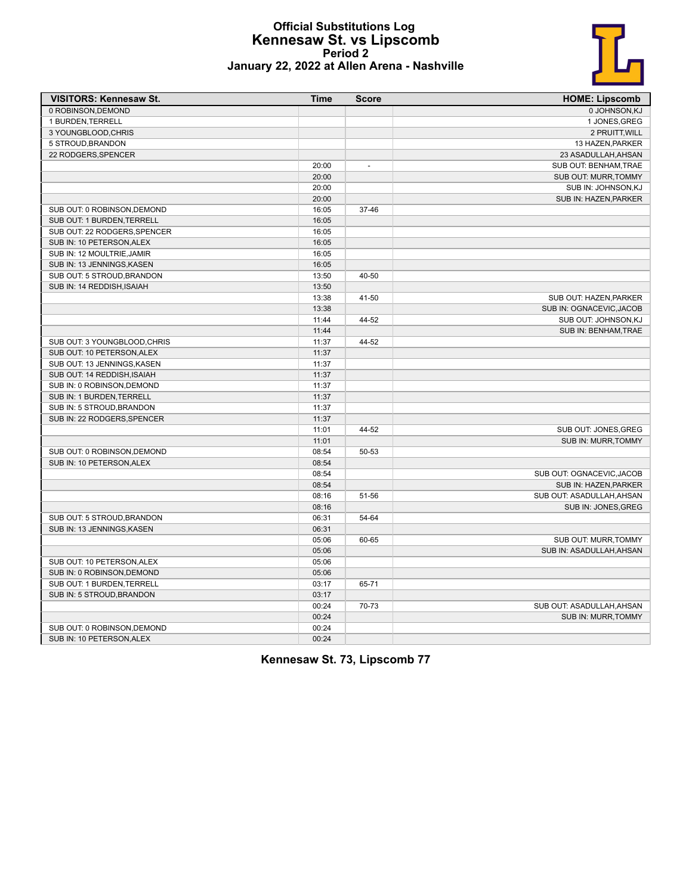# Official Substitutions Log
## Kennesaw St. vs Lipscomb
### Period 2
### January 22, 2022 at Allen Arena - Nashville

| VISITORS: Kennesaw St. | Time | Score | HOME: Lipscomb |
|---|---|---|---|
| 0 ROBINSON,DEMOND | | | 0 JOHNSON,KJ |
| 1 BURDEN,TERRELL | | | 1 JONES,GREG |
| 3 YOUNGBLOOD,CHRIS | | | 2 PRUITT,WILL |
| 5 STROUD,BRANDON | | | 13 HAZEN,PARKER |
| 22 RODGERS,SPENCER | | | 23 ASADULLAH,AHSAN |
| | 20:00 | - | SUB OUT: BENHAM,TRAE |
| | 20:00 | | SUB OUT: MURR,TOMMY |
| | 20:00 | | SUB IN: JOHNSON,KJ |
| | 20:00 | | SUB IN: HAZEN,PARKER |
| SUB OUT: 0 ROBINSON,DEMOND | 16:05 | 37-46 | |
| SUB OUT: 1 BURDEN,TERRELL | 16:05 | | |
| SUB OUT: 22 RODGERS,SPENCER | 16:05 | | |
| SUB IN: 10 PETERSON,ALEX | 16:05 | | |
| SUB IN: 12 MOULTRIE,JAMIR | 16:05 | | |
| SUB IN: 13 JENNINGS,KASEN | 16:05 | | |
| SUB OUT: 5 STROUD,BRANDON | 13:50 | 40-50 | |
| SUB IN: 14 REDDISH,ISAIAH | 13:50 | | |
| | 13:38 | 41-50 | SUB OUT: HAZEN,PARKER |
| | 13:38 | | SUB IN: OGNACEVIC,JACOB |
| | 11:44 | 44-52 | SUB OUT: JOHNSON,KJ |
| | 11:44 | | SUB IN: BENHAM,TRAE |
| SUB OUT: 3 YOUNGBLOOD,CHRIS | 11:37 | 44-52 | |
| SUB OUT: 10 PETERSON,ALEX | 11:37 | | |
| SUB OUT: 13 JENNINGS,KASEN | 11:37 | | |
| SUB OUT: 14 REDDISH,ISAIAH | 11:37 | | |
| SUB IN: 0 ROBINSON,DEMOND | 11:37 | | |
| SUB IN: 1 BURDEN,TERRELL | 11:37 | | |
| SUB IN: 5 STROUD,BRANDON | 11:37 | | |
| SUB IN: 22 RODGERS,SPENCER | 11:37 | | |
| | 11:01 | 44-52 | SUB OUT: JONES,GREG |
| | 11:01 | | SUB IN: MURR,TOMMY |
| SUB OUT: 0 ROBINSON,DEMOND | 08:54 | 50-53 | |
| SUB IN: 10 PETERSON,ALEX | 08:54 | | |
| | 08:54 | | SUB OUT: OGNACEVIC,JACOB |
| | 08:54 | | SUB IN: HAZEN,PARKER |
| | 08:16 | 51-56 | SUB OUT: ASADULLAH,AHSAN |
| | 08:16 | | SUB IN: JONES,GREG |
| SUB OUT: 5 STROUD,BRANDON | 06:31 | 54-64 | |
| SUB IN: 13 JENNINGS,KASEN | 06:31 | | |
| | 05:06 | 60-65 | SUB OUT: MURR,TOMMY |
| | 05:06 | | SUB IN: ASADULLAH,AHSAN |
| SUB OUT: 10 PETERSON,ALEX | 05:06 | | |
| SUB IN: 0 ROBINSON,DEMOND | 05:06 | | |
| SUB OUT: 1 BURDEN,TERRELL | 03:17 | 65-71 | |
| SUB IN: 5 STROUD,BRANDON | 03:17 | | |
| | 00:24 | 70-73 | SUB OUT: ASADULLAH,AHSAN |
| | 00:24 | | SUB IN: MURR,TOMMY |
| SUB OUT: 0 ROBINSON,DEMOND | 00:24 | | |
| SUB IN: 10 PETERSON,ALEX | 00:24 | | |

**Kennesaw St. 73, Lipscomb 77**